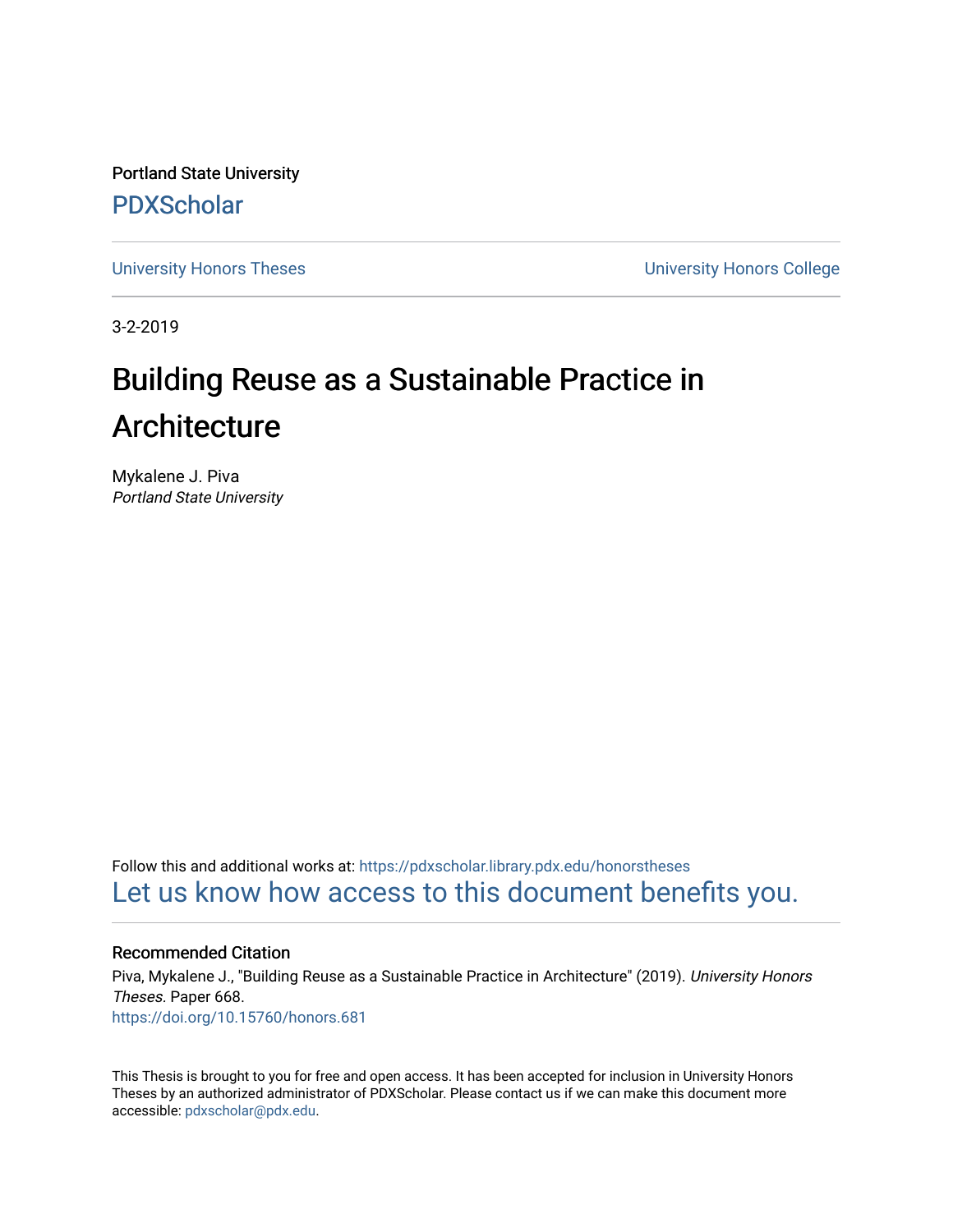Portland State University

PDXScholar

University Honors Theses

University Honors College

3-2-2019

# Building Reuse as a Sustainable Practice in Architecture

Mykalene J. Piva
*Portland State University*

Follow this and additional works at: https://pdxscholar.library.pdx.edu/honorstheses

Let us know how access to this document benefits you.

## Recommended Citation

Piva, Mykalene J., "Building Reuse as a Sustainable Practice in Architecture" (2019). *University Honors Theses.* Paper 668.
https://doi.org/10.15760/honors.681

This Thesis is brought to you for free and open access. It has been accepted for inclusion in University Honors Theses by an authorized administrator of PDXScholar. Please contact us if we can make this document more accessible: pdxscholar@pdx.edu.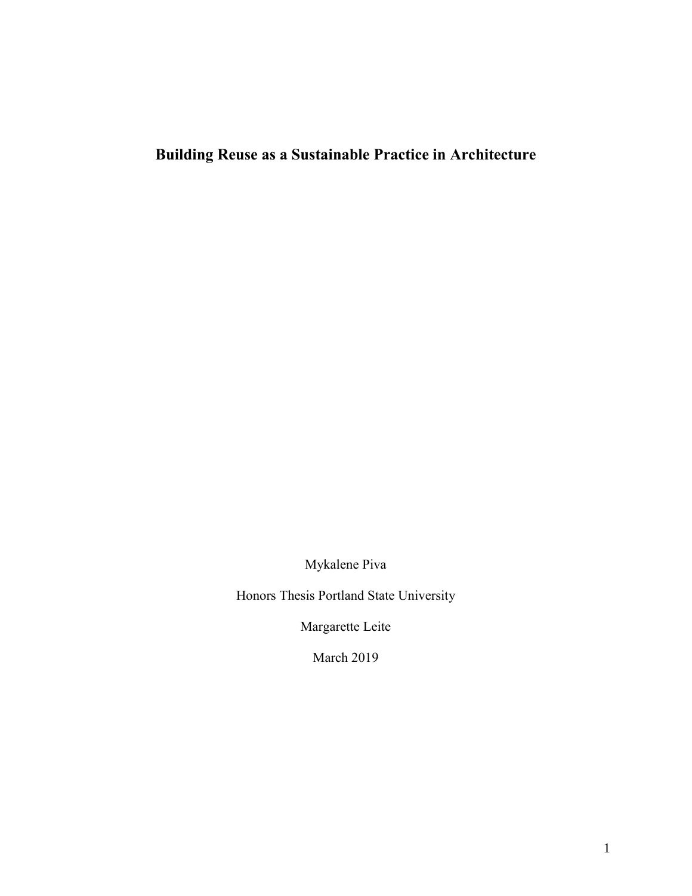# Building Reuse as a Sustainable Practice in Architecture

Mykalene Piva

Honors Thesis Portland State University

Margarette Leite

March 2019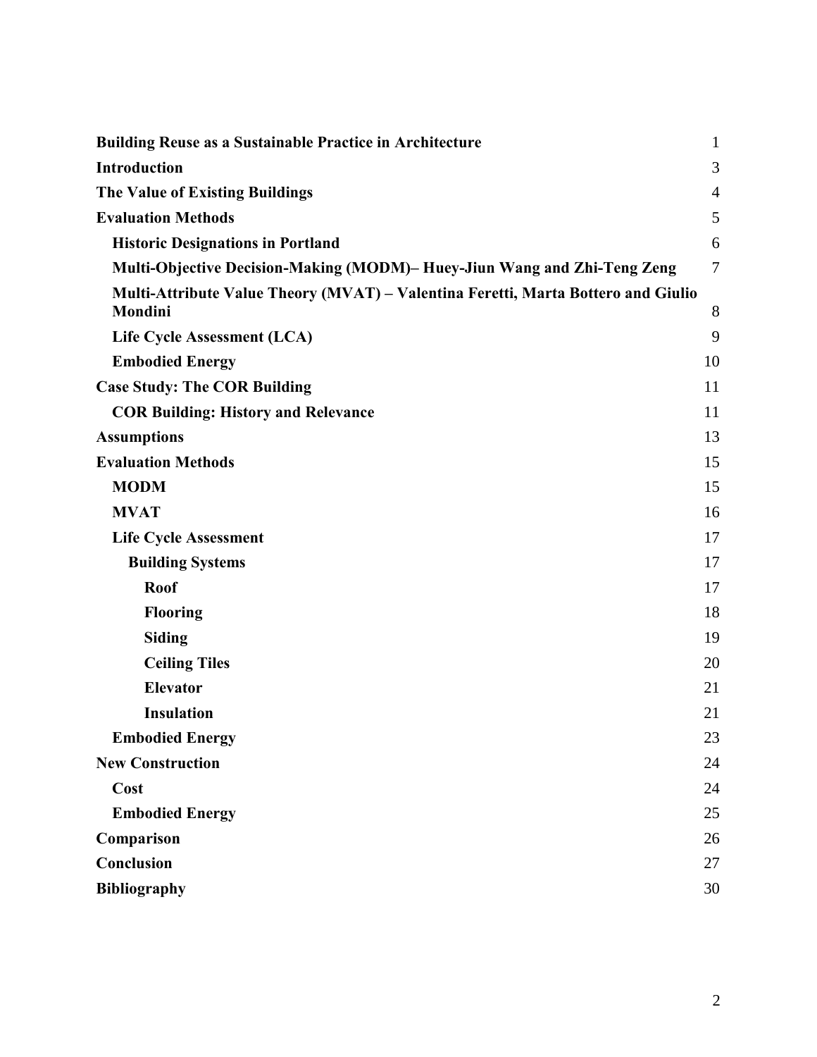Building Reuse as a Sustainable Practice in Architecture 1

Introduction 3

The Value of Existing Buildings 4

Evaluation Methods 5

- Historic Designations in Portland 6
- Multi-Objective Decision-Making (MODM)– Huey-Jiun Wang and Zhi-Teng Zeng 7
- Multi-Attribute Value Theory (MVAT) – Valentina Feretti, Marta Bottero and Giulio Mondini 8
- Life Cycle Assessment (LCA) 9
- Embodied Energy 10

Case Study: The COR Building 11

- COR Building: History and Relevance 11

Assumptions 13

Evaluation Methods 15

- MODM 15
- MVAT 16
- Life Cycle Assessment 17
  - Building Systems 17
    - Roof 17
    - Flooring 18
    - Siding 19
    - Ceiling Tiles 20
    - Elevator 21
    - Insulation 21
- Embodied Energy 23

New Construction 24

- Cost 24
- Embodied Energy 25

Comparison 26

Conclusion 27

Bibliography 30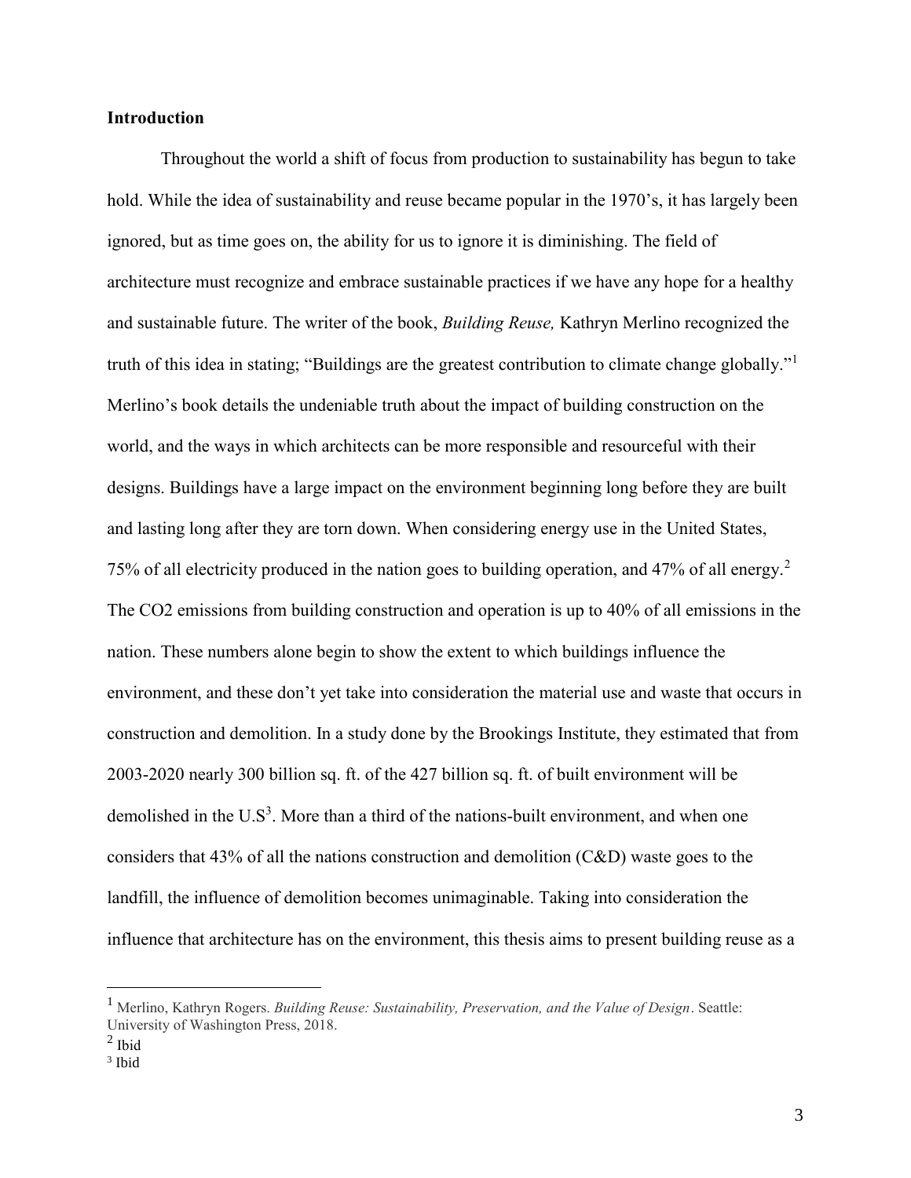## Introduction

Throughout the world a shift of focus from production to sustainability has begun to take hold. While the idea of sustainability and reuse became popular in the 1970's, it has largely been ignored, but as time goes on, the ability for us to ignore it is diminishing. The field of architecture must recognize and embrace sustainable practices if we have any hope for a healthy and sustainable future. The writer of the book, *Building Reuse,* Kathryn Merlino recognized the truth of this idea in stating; "Buildings are the greatest contribution to climate change globally."[1] Merlino's book details the undeniable truth about the impact of building construction on the world, and the ways in which architects can be more responsible and resourceful with their designs. Buildings have a large impact on the environment beginning long before they are built and lasting long after they are torn down. When considering energy use in the United States, 75% of all electricity produced in the nation goes to building operation, and 47% of all energy.[2] The CO2 emissions from building construction and operation is up to 40% of all emissions in the nation. These numbers alone begin to show the extent to which buildings influence the environment, and these don't yet take into consideration the material use and waste that occurs in construction and demolition. In a study done by the Brookings Institute, they estimated that from 2003-2020 nearly 300 billion sq. ft. of the 427 billion sq. ft. of built environment will be demolished in the U.S[3]. More than a third of the nations-built environment, and when one considers that 43% of all the nations construction and demolition (C&D) waste goes to the landfill, the influence of demolition becomes unimaginable. Taking into consideration the influence that architecture has on the environment, this thesis aims to present building reuse as a

---

[1] Merlino, Kathryn Rogers. *Building Reuse: Sustainability, Preservation, and the Value of Design*. Seattle: University of Washington Press, 2018.

[2] Ibid

[3] Ibid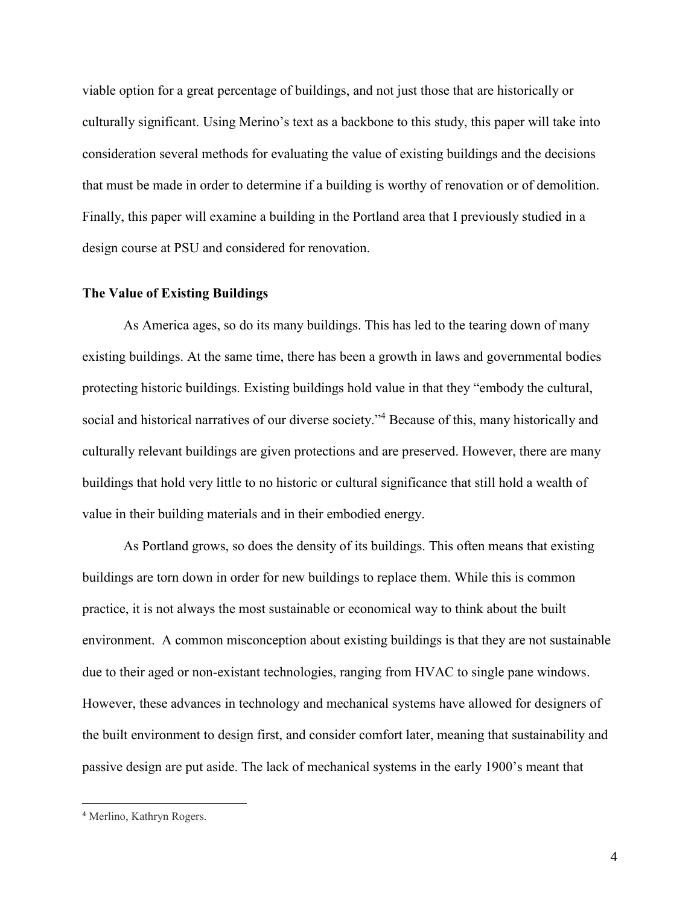viable option for a great percentage of buildings, and not just those that are historically or culturally significant. Using Merino's text as a backbone to this study, this paper will take into consideration several methods for evaluating the value of existing buildings and the decisions that must be made in order to determine if a building is worthy of renovation or of demolition. Finally, this paper will examine a building in the Portland area that I previously studied in a design course at PSU and considered for renovation.

**The Value of Existing Buildings**

As America ages, so do its many buildings. This has led to the tearing down of many existing buildings. At the same time, there has been a growth in laws and governmental bodies protecting historic buildings. Existing buildings hold value in that they "embody the cultural, social and historical narratives of our diverse society."[4] Because of this, many historically and culturally relevant buildings are given protections and are preserved. However, there are many buildings that hold very little to no historic or cultural significance that still hold a wealth of value in their building materials and in their embodied energy.

As Portland grows, so does the density of its buildings. This often means that existing buildings are torn down in order for new buildings to replace them. While this is common practice, it is not always the most sustainable or economical way to think about the built environment. A common misconception about existing buildings is that they are not sustainable due to their aged or non-existant technologies, ranging from HVAC to single pane windows. However, these advances in technology and mechanical systems have allowed for designers of the built environment to design first, and consider comfort later, meaning that sustainability and passive design are put aside. The lack of mechanical systems in the early 1900's meant that

---

[4] Merlino, Kathryn Rogers.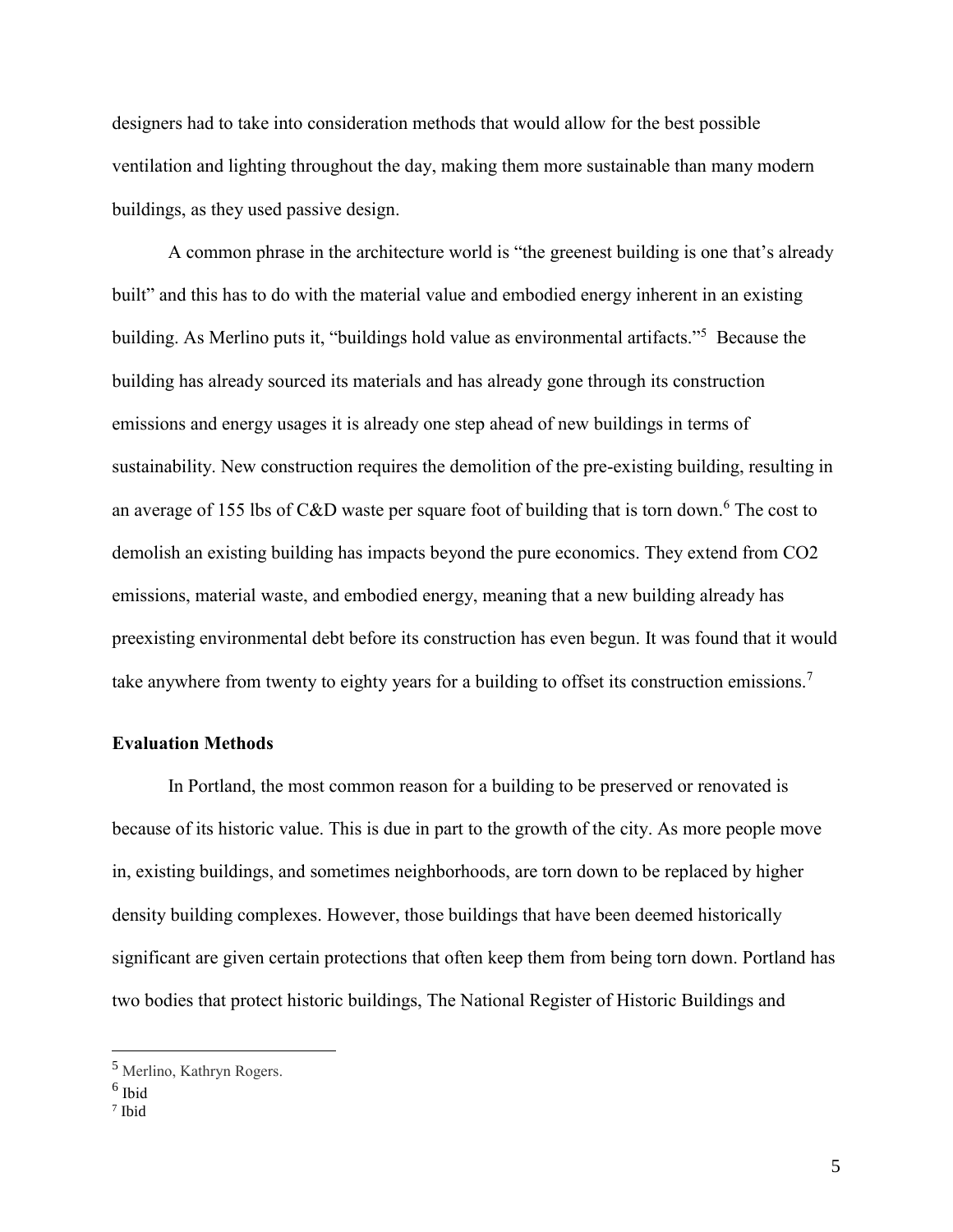designers had to take into consideration methods that would allow for the best possible ventilation and lighting throughout the day, making them more sustainable than many modern buildings, as they used passive design.

A common phrase in the architecture world is "the greenest building is one that's already built" and this has to do with the material value and embodied energy inherent in an existing building. As Merlino puts it, "buildings hold value as environmental artifacts."[5] Because the building has already sourced its materials and has already gone through its construction emissions and energy usages it is already one step ahead of new buildings in terms of sustainability. New construction requires the demolition of the pre-existing building, resulting in an average of 155 lbs of C&D waste per square foot of building that is torn down.[6] The cost to demolish an existing building has impacts beyond the pure economics. They extend from CO2 emissions, material waste, and embodied energy, meaning that a new building already has preexisting environmental debt before its construction has even begun. It was found that it would take anywhere from twenty to eighty years for a building to offset its construction emissions.[7]

### Evaluation Methods

In Portland, the most common reason for a building to be preserved or renovated is because of its historic value. This is due in part to the growth of the city. As more people move in, existing buildings, and sometimes neighborhoods, are torn down to be replaced by higher density building complexes. However, those buildings that have been deemed historically significant are given certain protections that often keep them from being torn down. Portland has two bodies that protect historic buildings, The National Register of Historic Buildings and

---

[5] Merlino, Kathryn Rogers.

[6] Ibid

[7] Ibid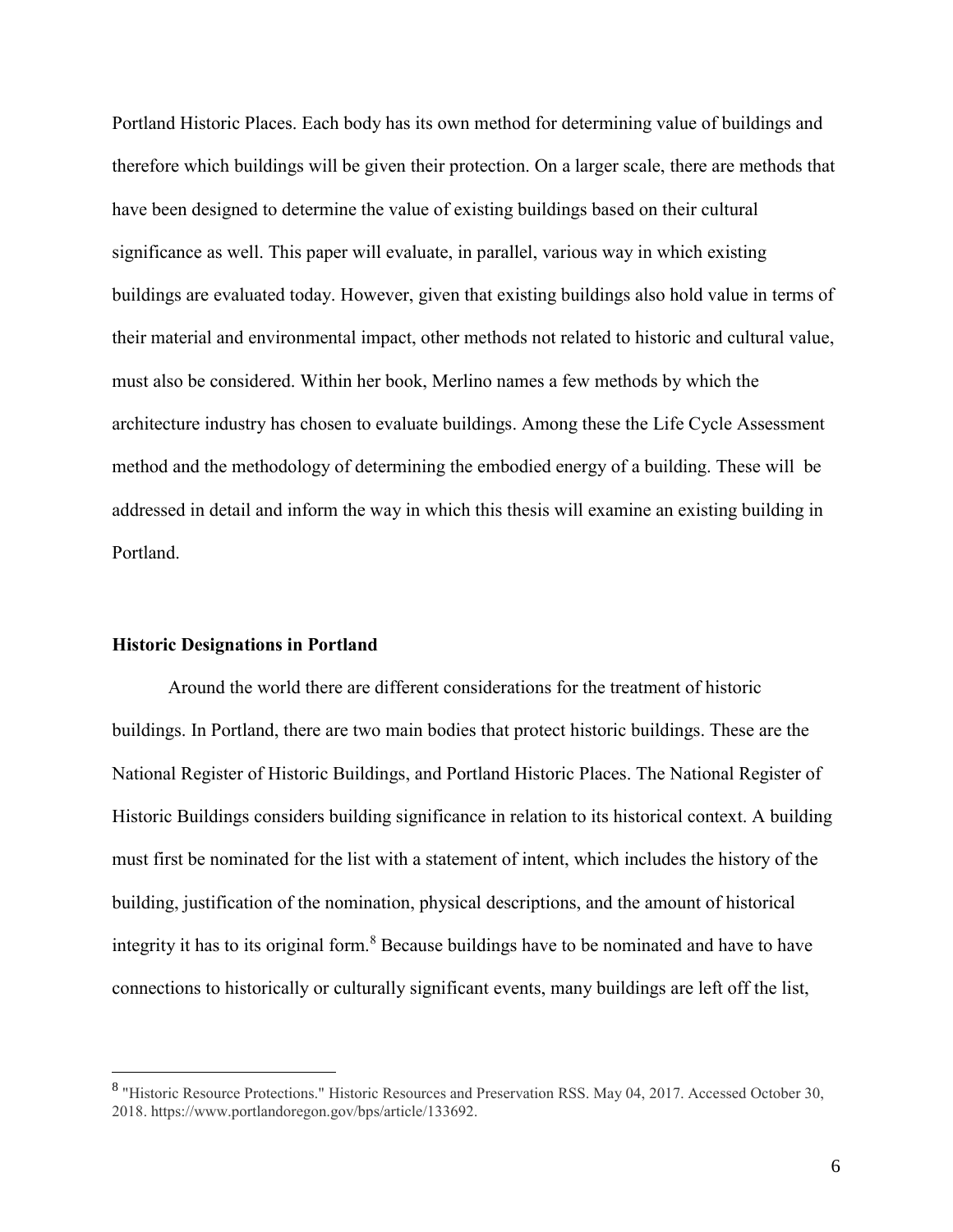Portland Historic Places. Each body has its own method for determining value of buildings and therefore which buildings will be given their protection. On a larger scale, there are methods that have been designed to determine the value of existing buildings based on their cultural significance as well. This paper will evaluate, in parallel, various way in which existing buildings are evaluated today. However, given that existing buildings also hold value in terms of their material and environmental impact, other methods not related to historic and cultural value, must also be considered. Within her book, Merlino names a few methods by which the architecture industry has chosen to evaluate buildings. Among these the Life Cycle Assessment method and the methodology of determining the embodied energy of a building. These will be addressed in detail and inform the way in which this thesis will examine an existing building in Portland.

**Historic Designations in Portland**

Around the world there are different considerations for the treatment of historic buildings. In Portland, there are two main bodies that protect historic buildings. These are the National Register of Historic Buildings, and Portland Historic Places. The National Register of Historic Buildings considers building significance in relation to its historical context. A building must first be nominated for the list with a statement of intent, which includes the history of the building, justification of the nomination, physical descriptions, and the amount of historical integrity it has to its original form.[8] Because buildings have to be nominated and have to have connections to historically or culturally significant events, many buildings are left off the list,

[8] "Historic Resource Protections." Historic Resources and Preservation RSS. May 04, 2017. Accessed October 30, 2018. https://www.portlandoregon.gov/bps/article/133692.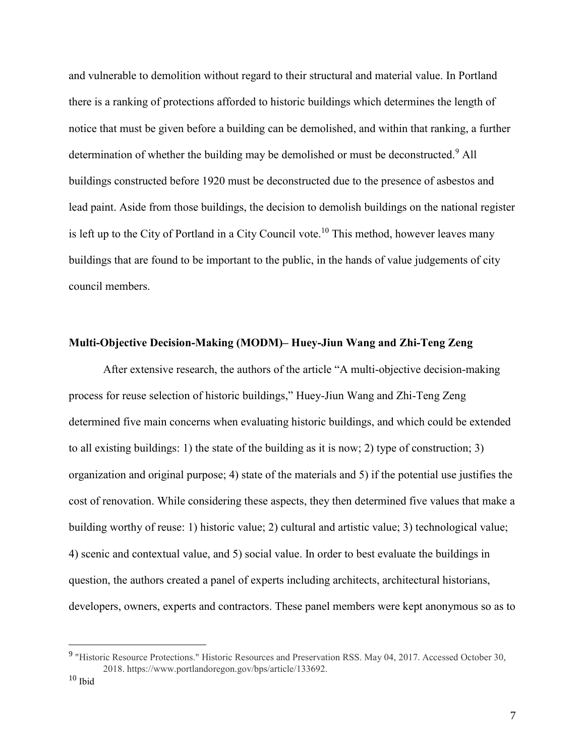and vulnerable to demolition without regard to their structural and material value. In Portland there is a ranking of protections afforded to historic buildings which determines the length of notice that must be given before a building can be demolished, and within that ranking, a further determination of whether the building may be demolished or must be deconstructed.[9] All buildings constructed before 1920 must be deconstructed due to the presence of asbestos and lead paint. Aside from those buildings, the decision to demolish buildings on the national register is left up to the City of Portland in a City Council vote.[10] This method, however leaves many buildings that are found to be important to the public, in the hands of value judgements of city council members.

**Multi-Objective Decision-Making (MODM)– Huey-Jiun Wang and Zhi-Teng Zeng**

After extensive research, the authors of the article "A multi-objective decision-making process for reuse selection of historic buildings," Huey-Jiun Wang and Zhi-Teng Zeng determined five main concerns when evaluating historic buildings, and which could be extended to all existing buildings: 1) the state of the building as it is now; 2) type of construction; 3) organization and original purpose; 4) state of the materials and 5) if the potential use justifies the cost of renovation. While considering these aspects, they then determined five values that make a building worthy of reuse: 1) historic value; 2) cultural and artistic value; 3) technological value; 4) scenic and contextual value, and 5) social value. In order to best evaluate the buildings in question, the authors created a panel of experts including architects, architectural historians, developers, owners, experts and contractors. These panel members were kept anonymous so as to

---

[9] "Historic Resource Protections." Historic Resources and Preservation RSS. May 04, 2017. Accessed October 30, 2018. https://www.portlandoregon.gov/bps/article/133692.

[10] Ibid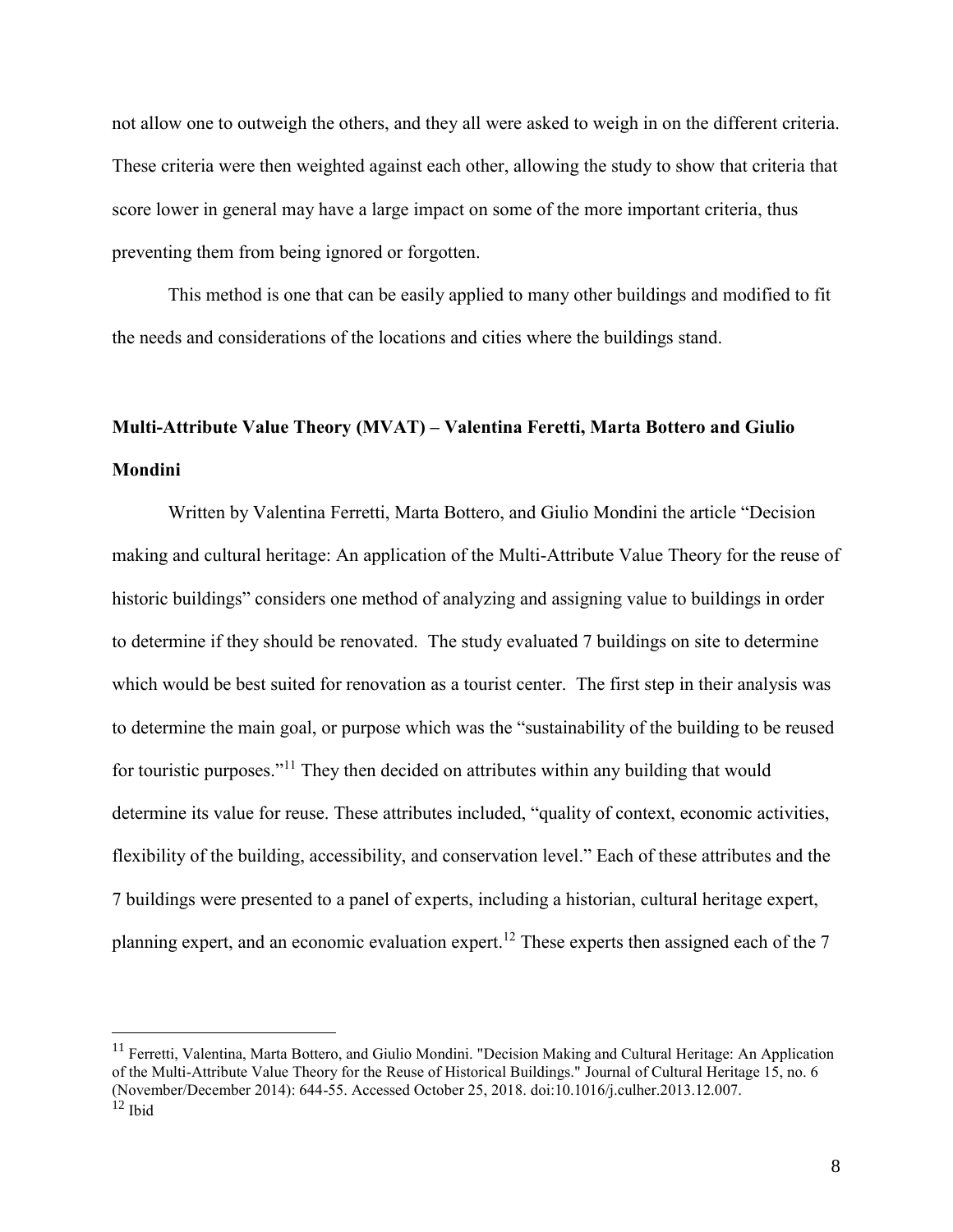not allow one to outweigh the others, and they all were asked to weigh in on the different criteria. These criteria were then weighted against each other, allowing the study to show that criteria that score lower in general may have a large impact on some of the more important criteria, thus preventing them from being ignored or forgotten.

This method is one that can be easily applied to many other buildings and modified to fit the needs and considerations of the locations and cities where the buildings stand.

**Multi-Attribute Value Theory (MVAT) – Valentina Feretti, Marta Bottero and Giulio Mondini**

Written by Valentina Ferretti, Marta Bottero, and Giulio Mondini the article "Decision making and cultural heritage: An application of the Multi-Attribute Value Theory for the reuse of historic buildings" considers one method of analyzing and assigning value to buildings in order to determine if they should be renovated. The study evaluated 7 buildings on site to determine which would be best suited for renovation as a tourist center. The first step in their analysis was to determine the main goal, or purpose which was the "sustainability of the building to be reused for touristic purposes."[11] They then decided on attributes within any building that would determine its value for reuse. These attributes included, "quality of context, economic activities, flexibility of the building, accessibility, and conservation level." Each of these attributes and the 7 buildings were presented to a panel of experts, including a historian, cultural heritage expert, planning expert, and an economic evaluation expert.[12] These experts then assigned each of the 7

---

[11] Ferretti, Valentina, Marta Bottero, and Giulio Mondini. "Decision Making and Cultural Heritage: An Application of the Multi-Attribute Value Theory for the Reuse of Historical Buildings." Journal of Cultural Heritage 15, no. 6 (November/December 2014): 644-55. Accessed October 25, 2018. doi:10.1016/j.culher.2013.12.007.

[12] Ibid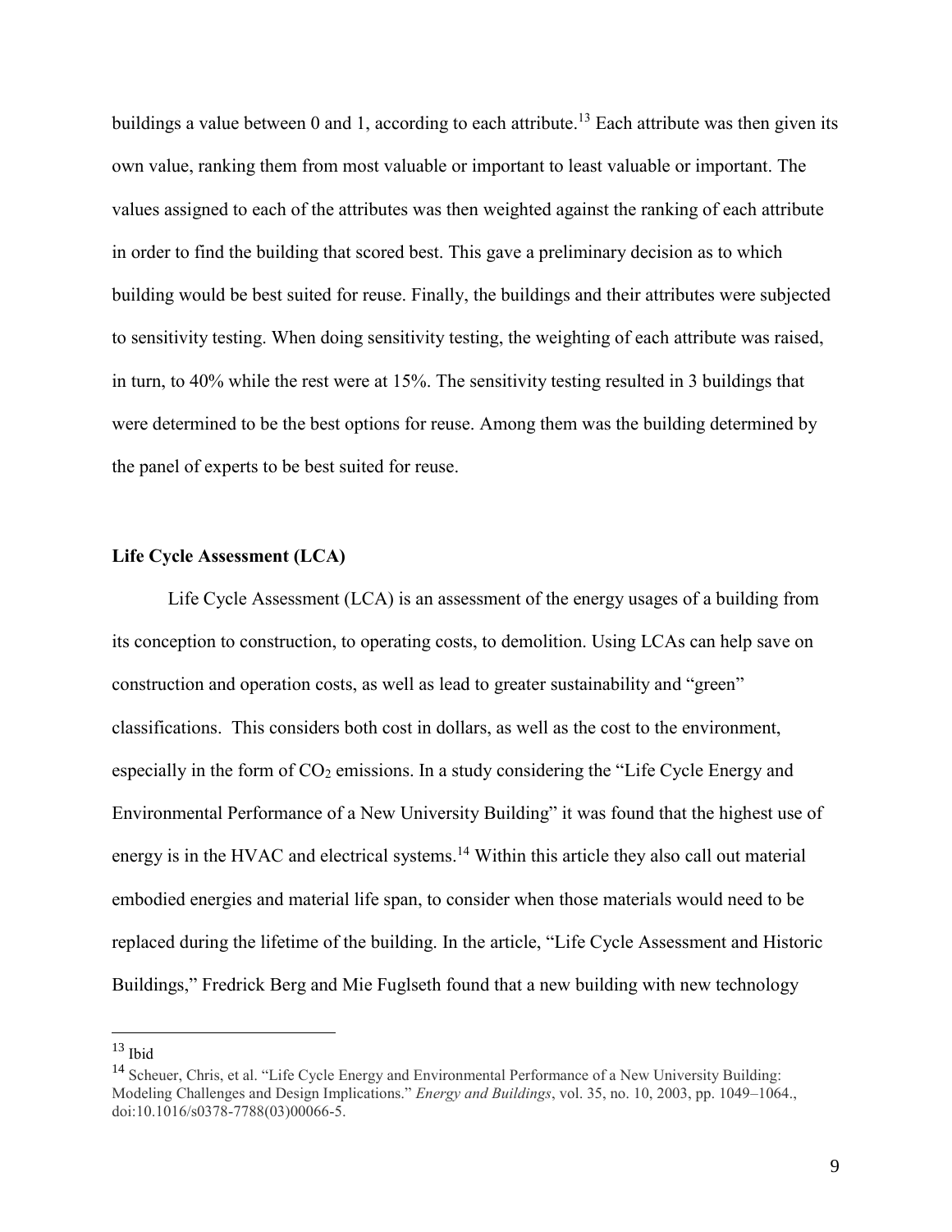buildings a value between 0 and 1, according to each attribute.[13] Each attribute was then given its own value, ranking them from most valuable or important to least valuable or important. The values assigned to each of the attributes was then weighted against the ranking of each attribute in order to find the building that scored best. This gave a preliminary decision as to which building would be best suited for reuse. Finally, the buildings and their attributes were subjected to sensitivity testing. When doing sensitivity testing, the weighting of each attribute was raised, in turn, to 40% while the rest were at 15%. The sensitivity testing resulted in 3 buildings that were determined to be the best options for reuse. Among them was the building determined by the panel of experts to be best suited for reuse.

**Life Cycle Assessment (LCA)**

Life Cycle Assessment (LCA) is an assessment of the energy usages of a building from its conception to construction, to operating costs, to demolition. Using LCAs can help save on construction and operation costs, as well as lead to greater sustainability and "green" classifications. This considers both cost in dollars, as well as the cost to the environment, especially in the form of $CO_2$ emissions. In a study considering the "Life Cycle Energy and Environmental Performance of a New University Building" it was found that the highest use of energy is in the HVAC and electrical systems.[14] Within this article they also call out material embodied energies and material life span, to consider when those materials would need to be replaced during the lifetime of the building. In the article, "Life Cycle Assessment and Historic Buildings," Fredrick Berg and Mie Fuglseth found that a new building with new technology

---

[13] Ibid

[14] Scheuer, Chris, et al. "Life Cycle Energy and Environmental Performance of a New University Building: Modeling Challenges and Design Implications." *Energy and Buildings*, vol. 35, no. 10, 2003, pp. 1049–1064., doi:10.1016/s0378-7788(03)00066-5.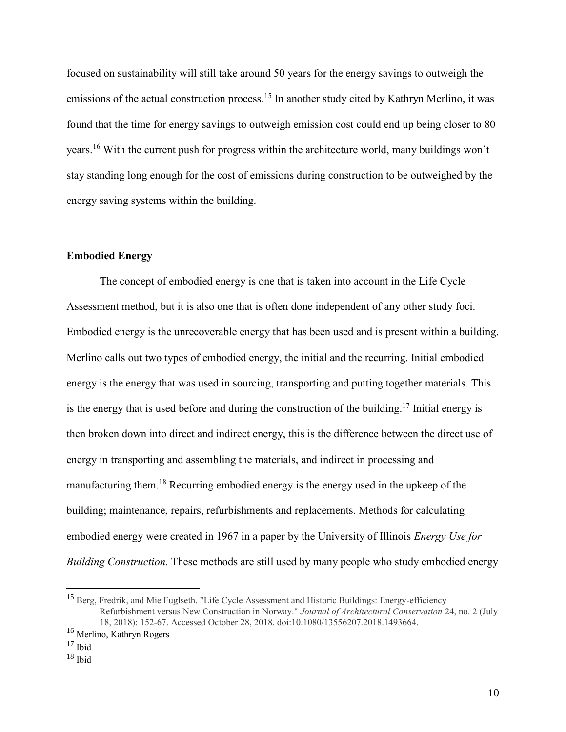focused on sustainability will still take around 50 years for the energy savings to outweigh the emissions of the actual construction process.[15] In another study cited by Kathryn Merlino, it was found that the time for energy savings to outweigh emission cost could end up being closer to 80 years.[16] With the current push for progress within the architecture world, many buildings won't stay standing long enough for the cost of emissions during construction to be outweighed by the energy saving systems within the building.

**Embodied Energy**

The concept of embodied energy is one that is taken into account in the Life Cycle Assessment method, but it is also one that is often done independent of any other study foci. Embodied energy is the unrecoverable energy that has been used and is present within a building. Merlino calls out two types of embodied energy, the initial and the recurring. Initial embodied energy is the energy that was used in sourcing, transporting and putting together materials. This is the energy that is used before and during the construction of the building.[17] Initial energy is then broken down into direct and indirect energy, this is the difference between the direct use of energy in transporting and assembling the materials, and indirect in processing and manufacturing them.[18] Recurring embodied energy is the energy used in the upkeep of the building; maintenance, repairs, refurbishments and replacements. Methods for calculating embodied energy were created in 1967 in a paper by the University of Illinois *Energy Use for Building Construction.* These methods are still used by many people who study embodied energy

---

[15] Berg, Fredrik, and Mie Fuglseth. "Life Cycle Assessment and Historic Buildings: Energy-efficiency Refurbishment versus New Construction in Norway." *Journal of Architectural Conservation* 24, no. 2 (July 18, 2018): 152-67. Accessed October 28, 2018. doi:10.1080/13556207.2018.1493664.

[16] Merlino, Kathryn Rogers

[17] Ibid

[18] Ibid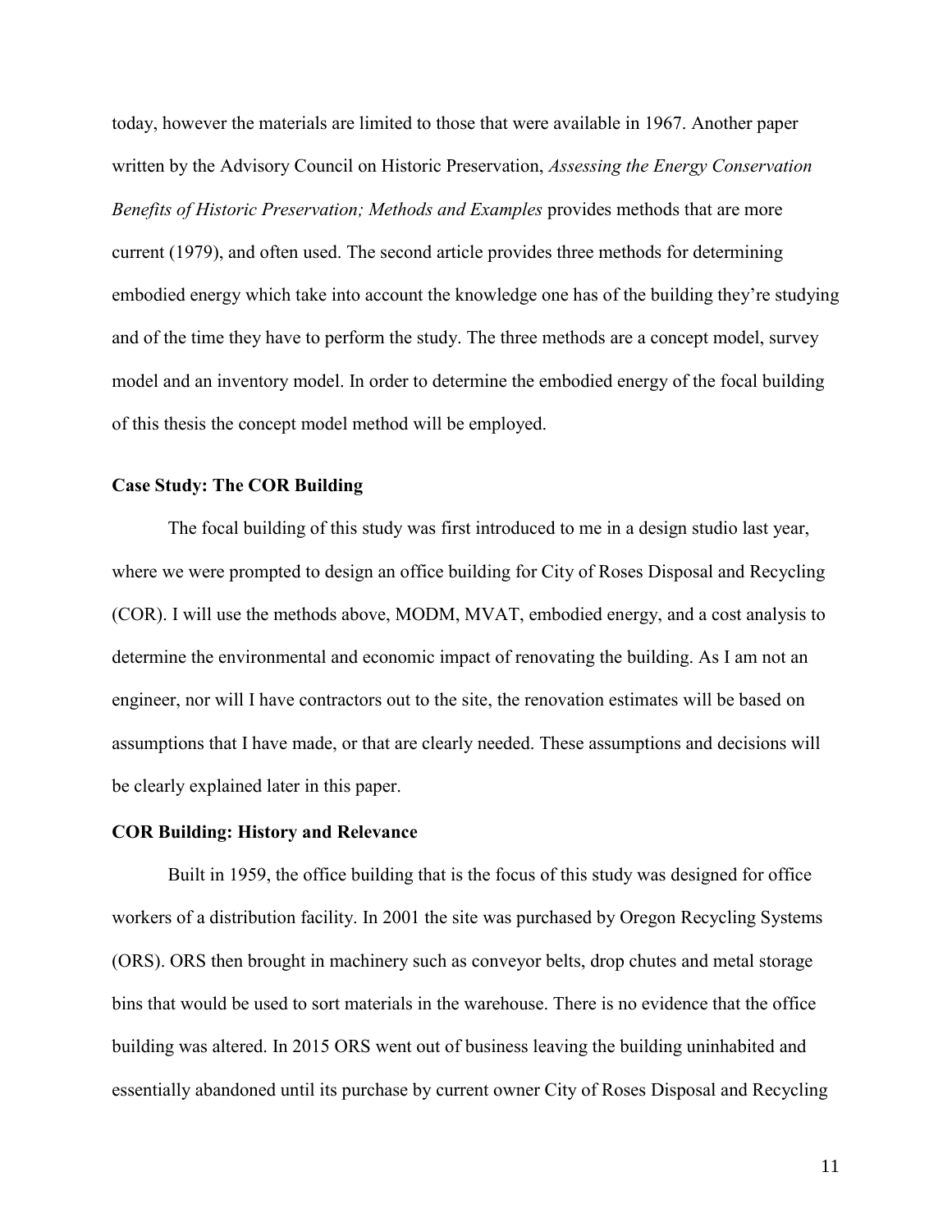today, however the materials are limited to those that were available in 1967. Another paper written by the Advisory Council on Historic Preservation, *Assessing the Energy Conservation Benefits of Historic Preservation; Methods and Examples* provides methods that are more current (1979), and often used. The second article provides three methods for determining embodied energy which take into account the knowledge one has of the building they're studying and of the time they have to perform the study. The three methods are a concept model, survey model and an inventory model. In order to determine the embodied energy of the focal building of this thesis the concept model method will be employed.

**Case Study: The COR Building**

The focal building of this study was first introduced to me in a design studio last year, where we were prompted to design an office building for City of Roses Disposal and Recycling (COR). I will use the methods above, MODM, MVAT, embodied energy, and a cost analysis to determine the environmental and economic impact of renovating the building. As I am not an engineer, nor will I have contractors out to the site, the renovation estimates will be based on assumptions that I have made, or that are clearly needed. These assumptions and decisions will be clearly explained later in this paper.

**COR Building: History and Relevance**

Built in 1959, the office building that is the focus of this study was designed for office workers of a distribution facility. In 2001 the site was purchased by Oregon Recycling Systems (ORS). ORS then brought in machinery such as conveyor belts, drop chutes and metal storage bins that would be used to sort materials in the warehouse. There is no evidence that the office building was altered. In 2015 ORS went out of business leaving the building uninhabited and essentially abandoned until its purchase by current owner City of Roses Disposal and Recycling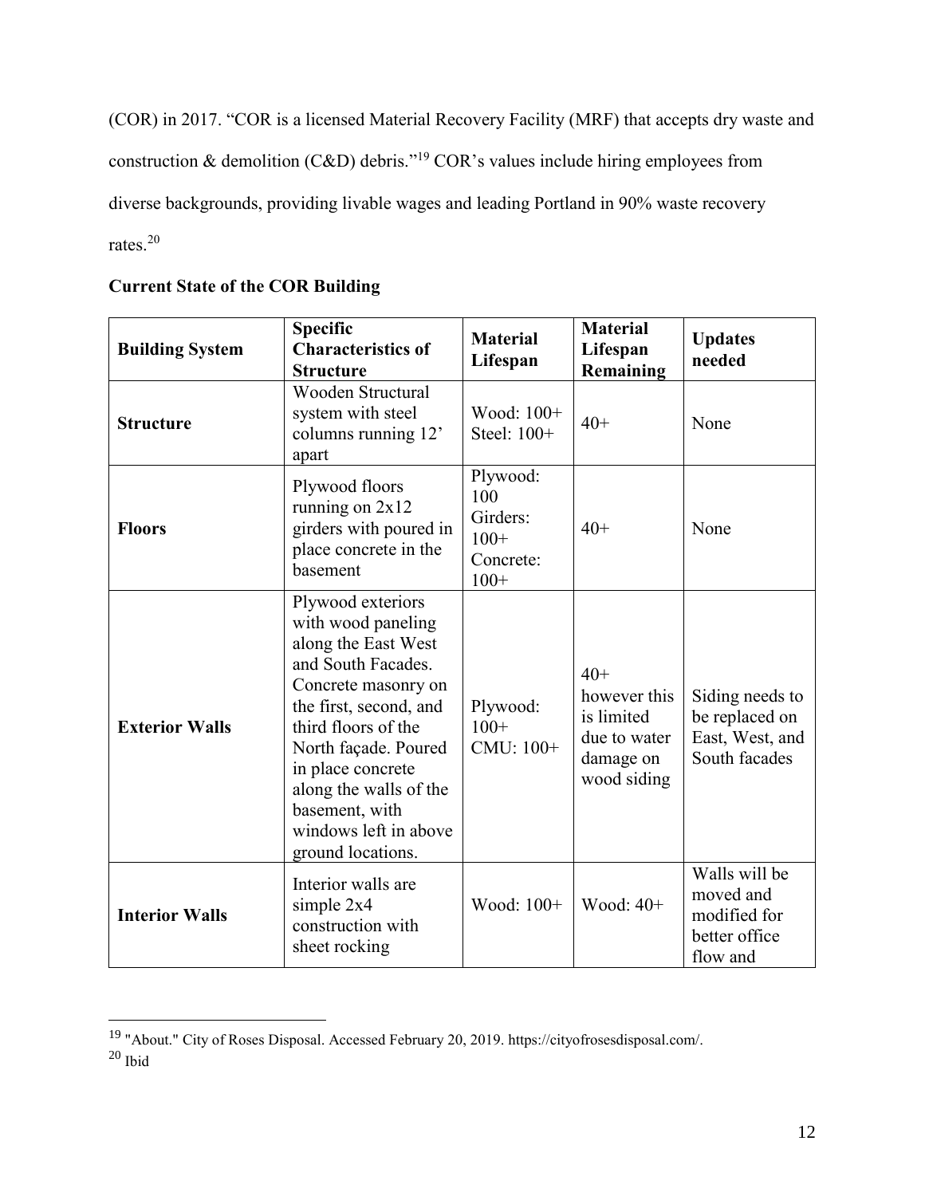(COR) in 2017. "COR is a licensed Material Recovery Facility (MRF) that accepts dry waste and construction & demolition (C&D) debris."[19] COR's values include hiring employees from diverse backgrounds, providing livable wages and leading Portland in 90% waste recovery rates.[20]

**Current State of the COR Building**

| Building System | Specific Characteristics of Structure | Material Lifespan | Material Lifespan Remaining | Updates needed |
|---|---|---|---|---|
| **Structure** | Wooden Structural system with steel columns running 12' apart | Wood: 100+ Steel: 100+ | 40+ | None |
| **Floors** | Plywood floors running on 2x12 girders with poured in place concrete in the basement | Plywood: 100 Girders: 100+ Concrete: 100+ | 40+ | None |
| **Exterior Walls** | Plywood exteriors with wood paneling along the East West and South Facades. Concrete masonry on the first, second, and third floors of the North façade. Poured in place concrete along the walls of the basement, with windows left in above ground locations. | Plywood: 100+ CMU: 100+ | 40+ however this is limited due to water damage on wood siding | Siding needs to be replaced on East, West, and South facades |
| **Interior Walls** | Interior walls are simple 2x4 construction with sheet rocking | Wood: 100+ | Wood: 40+ | Walls will be moved and modified for better office flow and |

[19] "About." City of Roses Disposal. Accessed February 20, 2019. https://cityofrosesdisposal.com/.

[20] Ibid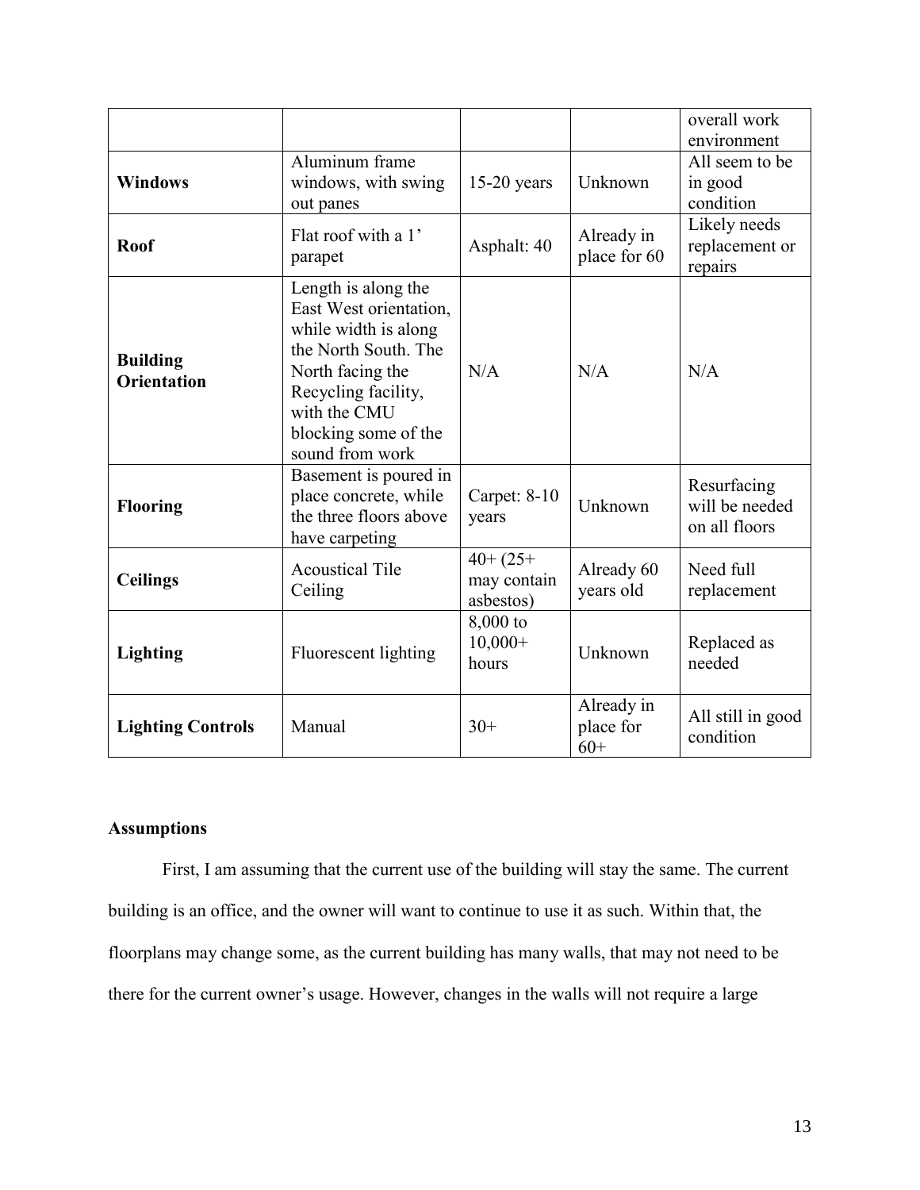| | | | | overall work environment |
|---|---|---|---|---|
| **Windows** | Aluminum frame windows, with swing out panes | 15-20 years | Unknown | All seem to be in good condition |
| **Roof** | Flat roof with a 1' parapet | Asphalt: 40 | Already in place for 60 | Likely needs replacement or repairs |
| **Building Orientation** | Length is along the East West orientation, while width is along the North South. The North facing the Recycling facility, with the CMU blocking some of the sound from work | N/A | N/A | N/A |
| **Flooring** | Basement is poured in place concrete, while the three floors above have carpeting | Carpet: 8-10 years | Unknown | Resurfacing will be needed on all floors |
| **Ceilings** | Acoustical Tile Ceiling | 40+ (25+ may contain asbestos) | Already 60 years old | Need full replacement |
| **Lighting** | Fluorescent lighting | 8,000 to 10,000+ hours | Unknown | Replaced as needed |
| **Lighting Controls** | Manual | 30+ | Already in place for 60+ | All still in good condition |

### Assumptions

First, I am assuming that the current use of the building will stay the same. The current building is an office, and the owner will want to continue to use it as such. Within that, the floorplans may change some, as the current building has many walls, that may not need to be there for the current owner's usage. However, changes in the walls will not require a large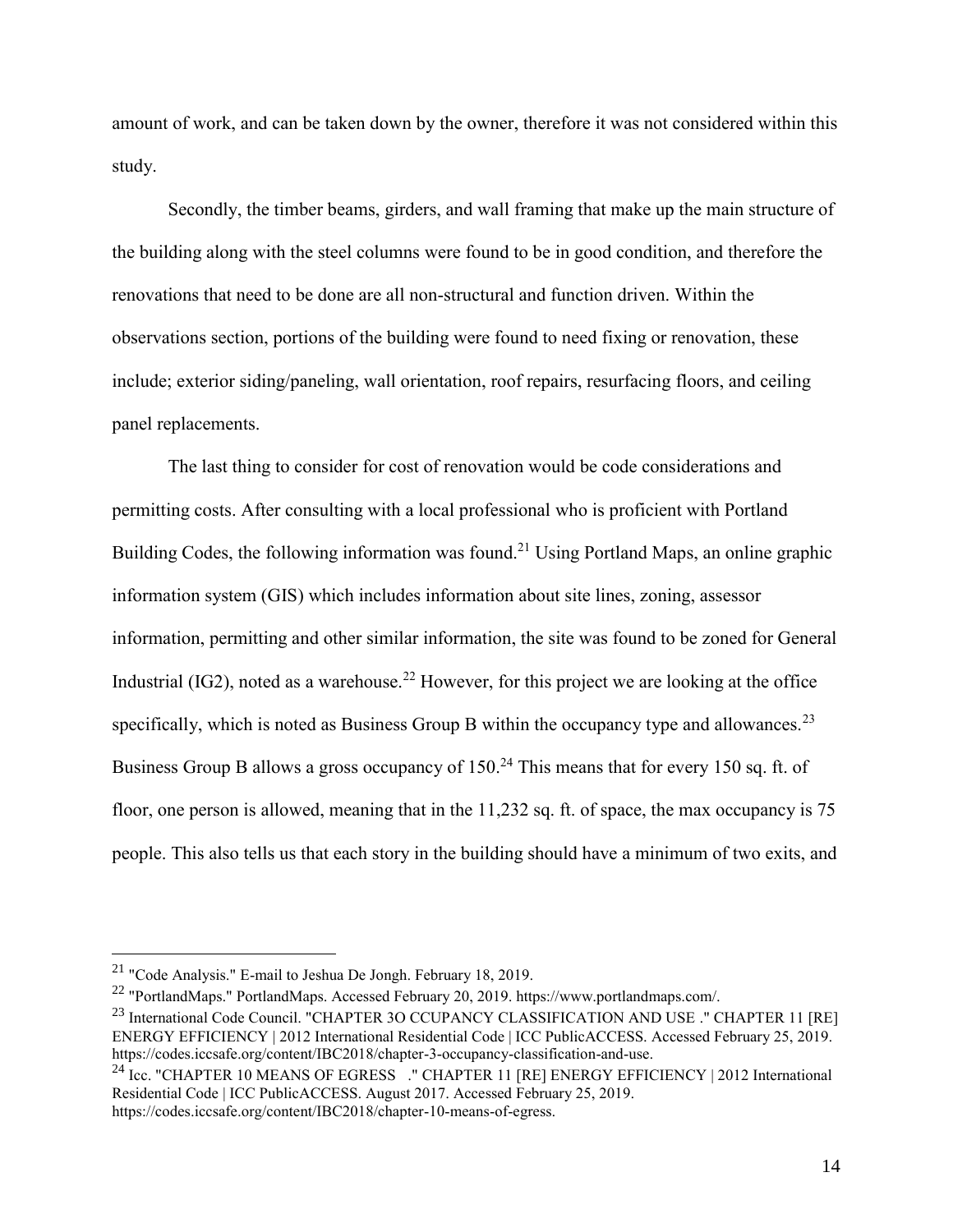amount of work, and can be taken down by the owner, therefore it was not considered within this study.

Secondly, the timber beams, girders, and wall framing that make up the main structure of the building along with the steel columns were found to be in good condition, and therefore the renovations that need to be done are all non-structural and function driven. Within the observations section, portions of the building were found to need fixing or renovation, these include; exterior siding/paneling, wall orientation, roof repairs, resurfacing floors, and ceiling panel replacements.

The last thing to consider for cost of renovation would be code considerations and permitting costs. After consulting with a local professional who is proficient with Portland Building Codes, the following information was found.[21] Using Portland Maps, an online graphic information system (GIS) which includes information about site lines, zoning, assessor information, permitting and other similar information, the site was found to be zoned for General Industrial (IG2), noted as a warehouse.[22] However, for this project we are looking at the office specifically, which is noted as Business Group B within the occupancy type and allowances.[23] Business Group B allows a gross occupancy of 150.[24] This means that for every 150 sq. ft. of floor, one person is allowed, meaning that in the 11,232 sq. ft. of space, the max occupancy is 75 people. This also tells us that each story in the building should have a minimum of two exits, and

---

[21] "Code Analysis." E-mail to Jeshua De Jongh. February 18, 2019.

[22] "PortlandMaps." PortlandMaps. Accessed February 20, 2019. https://www.portlandmaps.com/.

[23] International Code Council. "CHAPTER 3O CCUPANCY CLASSIFICATION AND USE ." CHAPTER 11 [RE] ENERGY EFFICIENCY | 2012 International Residential Code | ICC PublicACCESS. Accessed February 25, 2019. https://codes.iccsafe.org/content/IBC2018/chapter-3-occupancy-classification-and-use.

[24] Icc. "CHAPTER 10 MEANS OF EGRESS ." CHAPTER 11 [RE] ENERGY EFFICIENCY | 2012 International Residential Code | ICC PublicACCESS. August 2017. Accessed February 25, 2019. https://codes.iccsafe.org/content/IBC2018/chapter-10-means-of-egress.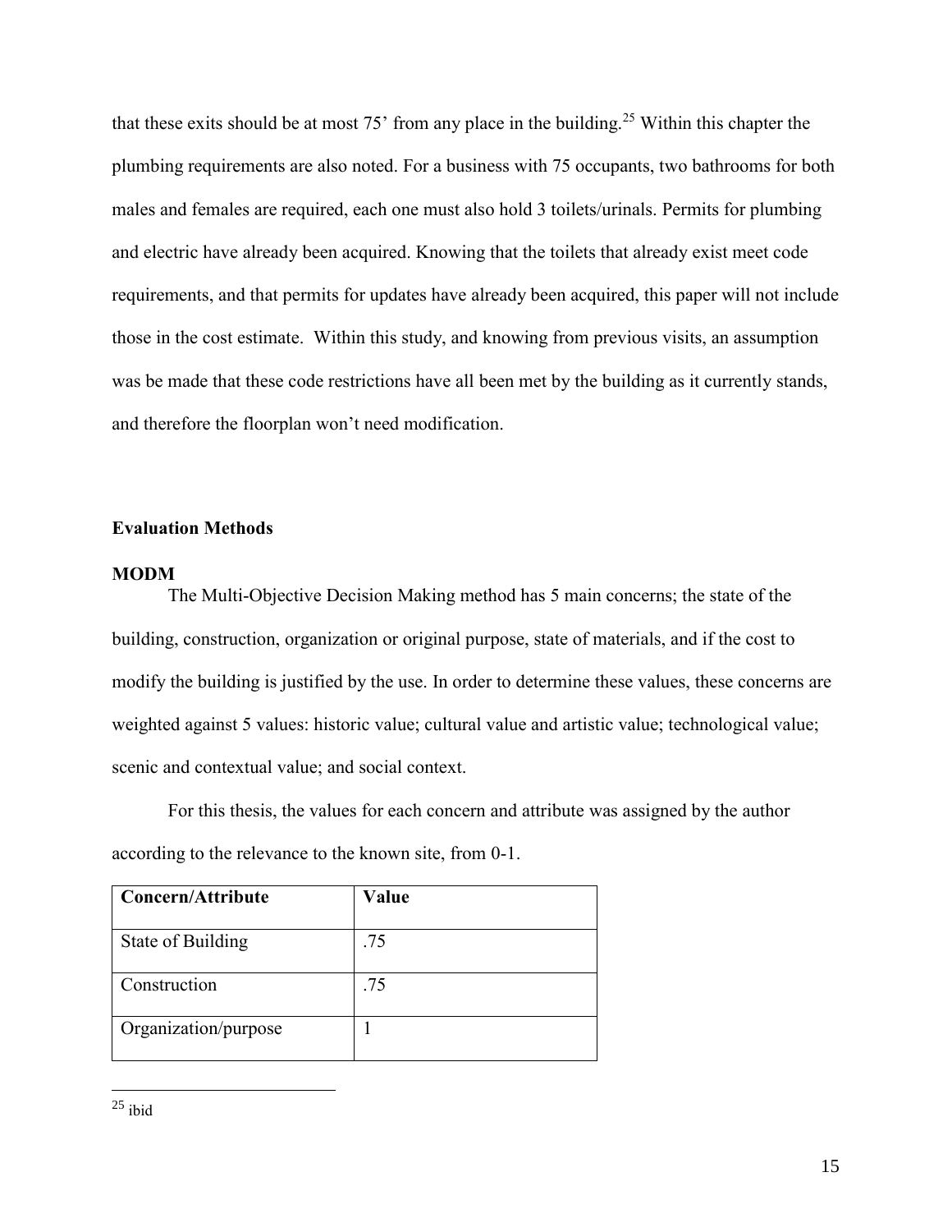that these exits should be at most 75' from any place in the building.[25] Within this chapter the plumbing requirements are also noted. For a business with 75 occupants, two bathrooms for both males and females are required, each one must also hold 3 toilets/urinals. Permits for plumbing and electric have already been acquired. Knowing that the toilets that already exist meet code requirements, and that permits for updates have already been acquired, this paper will not include those in the cost estimate. Within this study, and knowing from previous visits, an assumption was be made that these code restrictions have all been met by the building as it currently stands, and therefore the floorplan won't need modification.

## Evaluation Methods

### MODM

The Multi-Objective Decision Making method has 5 main concerns; the state of the building, construction, organization or original purpose, state of materials, and if the cost to modify the building is justified by the use. In order to determine these values, these concerns are weighted against 5 values: historic value; cultural value and artistic value; technological value; scenic and contextual value; and social context.

For this thesis, the values for each concern and attribute was assigned by the author according to the relevance to the known site, from 0-1.

| Concern/Attribute | Value |
|---|---|
| State of Building | .75 |
| Construction | .75 |
| Organization/purpose | 1 |

[25] ibid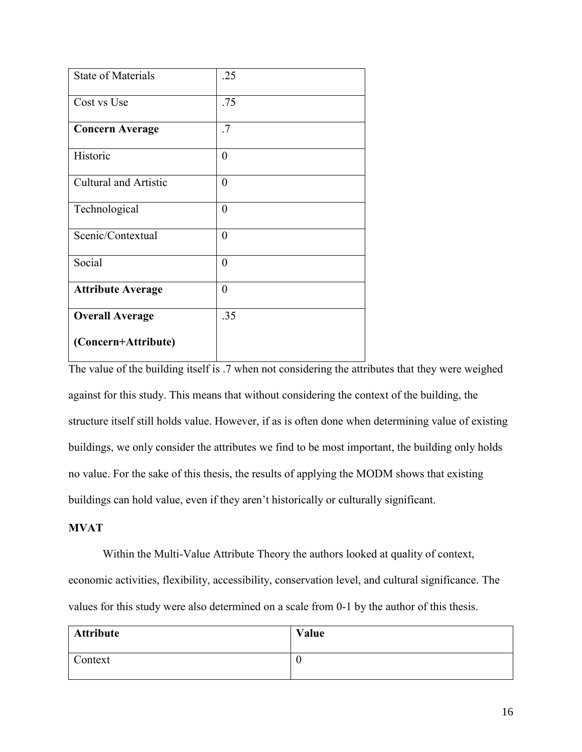| State of Materials | .25 |
|---|---|
| Cost vs Use | .75 |
| **Concern Average** | .7 |
| Historic | 0 |
| Cultural and Artistic | 0 |
| Technological | 0 |
| Scenic/Contextual | 0 |
| Social | 0 |
| **Attribute Average** | 0 |
| **Overall Average (Concern+Attribute)** | .35 |

The value of the building itself is .7 when not considering the attributes that they were weighed against for this study. This means that without considering the context of the building, the structure itself still holds value. However, if as is often done when determining value of existing buildings, we only consider the attributes we find to be most important, the building only holds no value. For the sake of this thesis, the results of applying the MODM shows that existing buildings can hold value, even if they aren't historically or culturally significant.

**MVAT**

Within the Multi-Value Attribute Theory the authors looked at quality of context, economic activities, flexibility, accessibility, conservation level, and cultural significance. The values for this study were also determined on a scale from 0-1 by the author of this thesis.

| **Attribute** | **Value** |
|---|---|
| Context | 0 |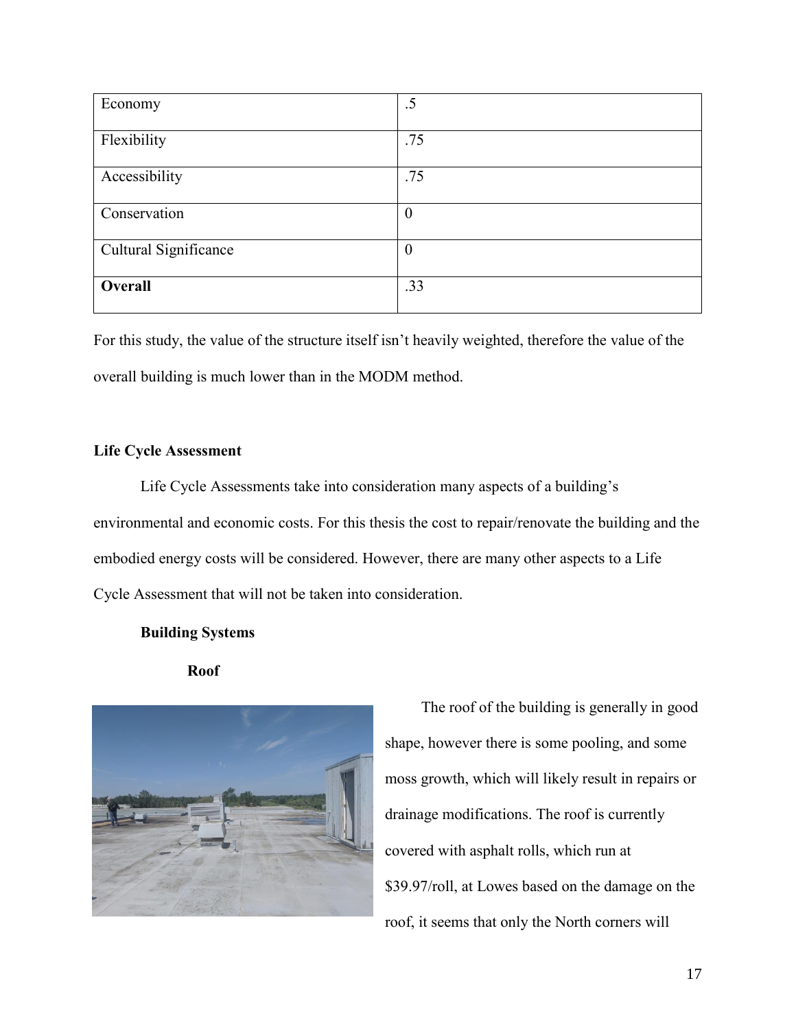| Economy | .5 |
| --- | --- |
| Flexibility | .75 |
| Accessibility | .75 |
| Conservation | 0 |
| Cultural Significance | 0 |
| **Overall** | .33 |

For this study, the value of the structure itself isn't heavily weighted, therefore the value of the overall building is much lower than in the MODM method.

### Life Cycle Assessment

Life Cycle Assessments take into consideration many aspects of a building's environmental and economic costs. For this thesis the cost to repair/renovate the building and the embodied energy costs will be considered. However, there are many other aspects to a Life Cycle Assessment that will not be taken into consideration.

#### Building Systems

##### Roof

The roof of the building is generally in good shape, however there is some pooling, and some moss growth, which will likely result in repairs or drainage modifications. The roof is currently covered with asphalt rolls, which run at $39.97/roll, at Lowes based on the damage on the roof, it seems that only the North corners will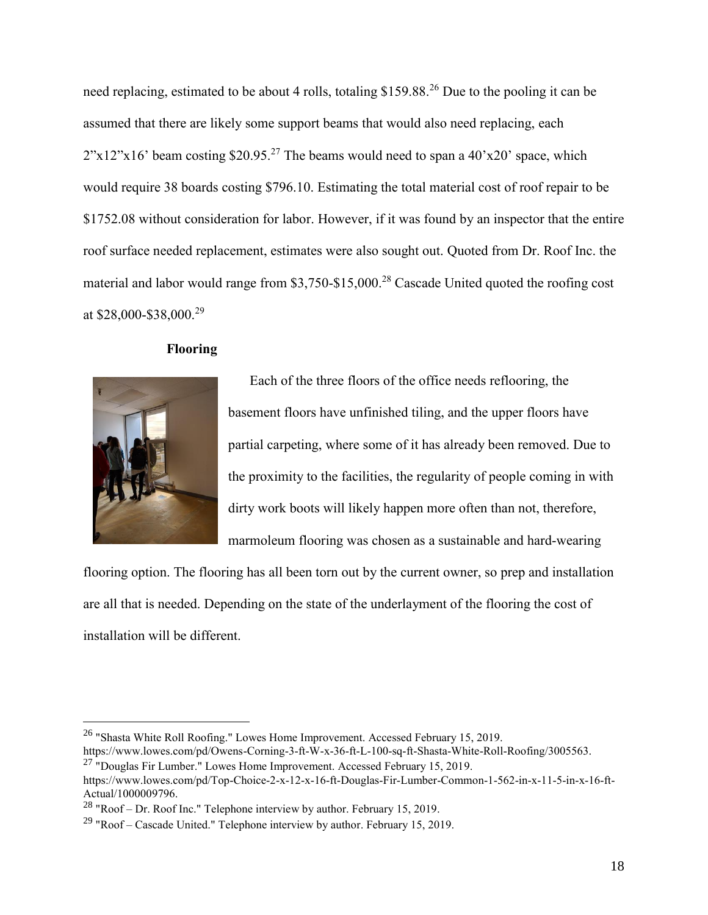need replacing, estimated to be about 4 rolls, totaling $159.88.[26] Due to the pooling it can be assumed that there are likely some support beams that would also need replacing, each 2"x12"x16' beam costing $20.95.[27] The beams would need to span a 40'x20' space, which would require 38 boards costing $796.10. Estimating the total material cost of roof repair to be $1752.08 without consideration for labor. However, if it was found by an inspector that the entire roof surface needed replacement, estimates were also sought out. Quoted from Dr. Roof Inc. the material and labor would range from $3,750-$15,000.[28] Cascade United quoted the roofing cost at $28,000-$38,000.[29]

**Flooring**

Each of the three floors of the office needs reflooring, the basement floors have unfinished tiling, and the upper floors have partial carpeting, where some of it has already been removed. Due to the proximity to the facilities, the regularity of people coming in with dirty work boots will likely happen more often than not, therefore, marmoleum flooring was chosen as a sustainable and hard-wearing flooring option. The flooring has all been torn out by the current owner, so prep and installation are all that is needed. Depending on the state of the underlayment of the flooring the cost of installation will be different.

---

[26] "Shasta White Roll Roofing." Lowes Home Improvement. Accessed February 15, 2019. https://www.lowes.com/pd/Owens-Corning-3-ft-W-x-36-ft-L-100-sq-ft-Shasta-White-Roll-Roofing/3005563.

[27] "Douglas Fir Lumber." Lowes Home Improvement. Accessed February 15, 2019. https://www.lowes.com/pd/Top-Choice-2-x-12-x-16-ft-Douglas-Fir-Lumber-Common-1-562-in-x-11-5-in-x-16-ft-Actual/1000009796.

[28] "Roof – Dr. Roof Inc." Telephone interview by author. February 15, 2019.

[29] "Roof – Cascade United." Telephone interview by author. February 15, 2019.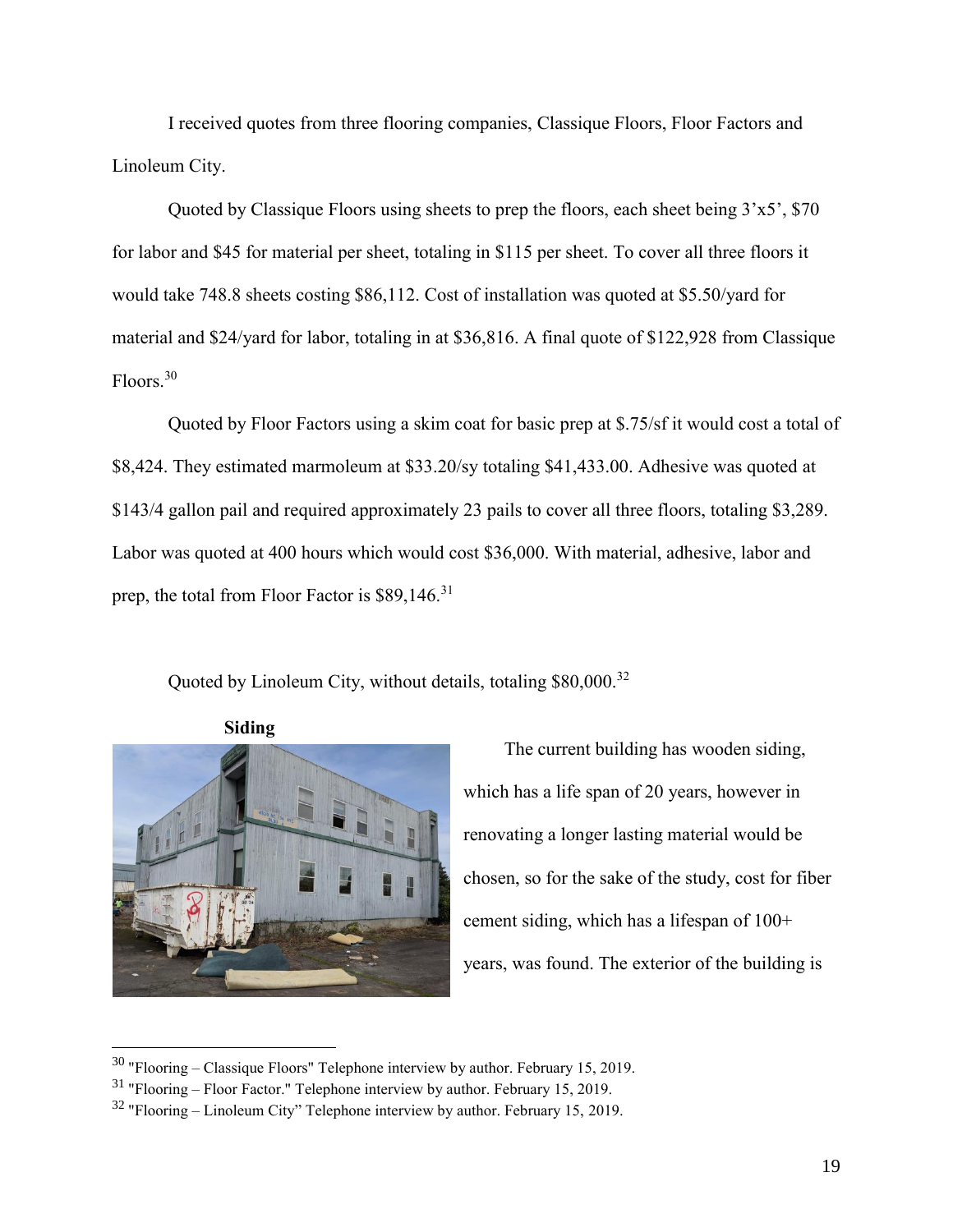I received quotes from three flooring companies, Classique Floors, Floor Factors and Linoleum City.

Quoted by Classique Floors using sheets to prep the floors, each sheet being 3'x5', $70 for labor and $45 for material per sheet, totaling in $115 per sheet. To cover all three floors it would take 748.8 sheets costing $86,112. Cost of installation was quoted at $5.50/yard for material and $24/yard for labor, totaling in at $36,816. A final quote of $122,928 from Classique Floors.[30]

Quoted by Floor Factors using a skim coat for basic prep at $.75/sf it would cost a total of $8,424. They estimated marmoleum at $33.20/sy totaling $41,433.00. Adhesive was quoted at $143/4 gallon pail and required approximately 23 pails to cover all three floors, totaling $3,289. Labor was quoted at 400 hours which would cost $36,000. With material, adhesive, labor and prep, the total from Floor Factor is $89,146.[31]

Quoted by Linoleum City, without details, totaling $80,000.[32]

**Siding**

The current building has wooden siding, which has a life span of 20 years, however in renovating a longer lasting material would be chosen, so for the sake of the study, cost for fiber cement siding, which has a lifespan of 100+ years, was found. The exterior of the building is

---

[30] "Flooring – Classique Floors" Telephone interview by author. February 15, 2019.

[31] "Flooring – Floor Factor." Telephone interview by author. February 15, 2019.

[32] "Flooring – Linoleum City" Telephone interview by author. February 15, 2019.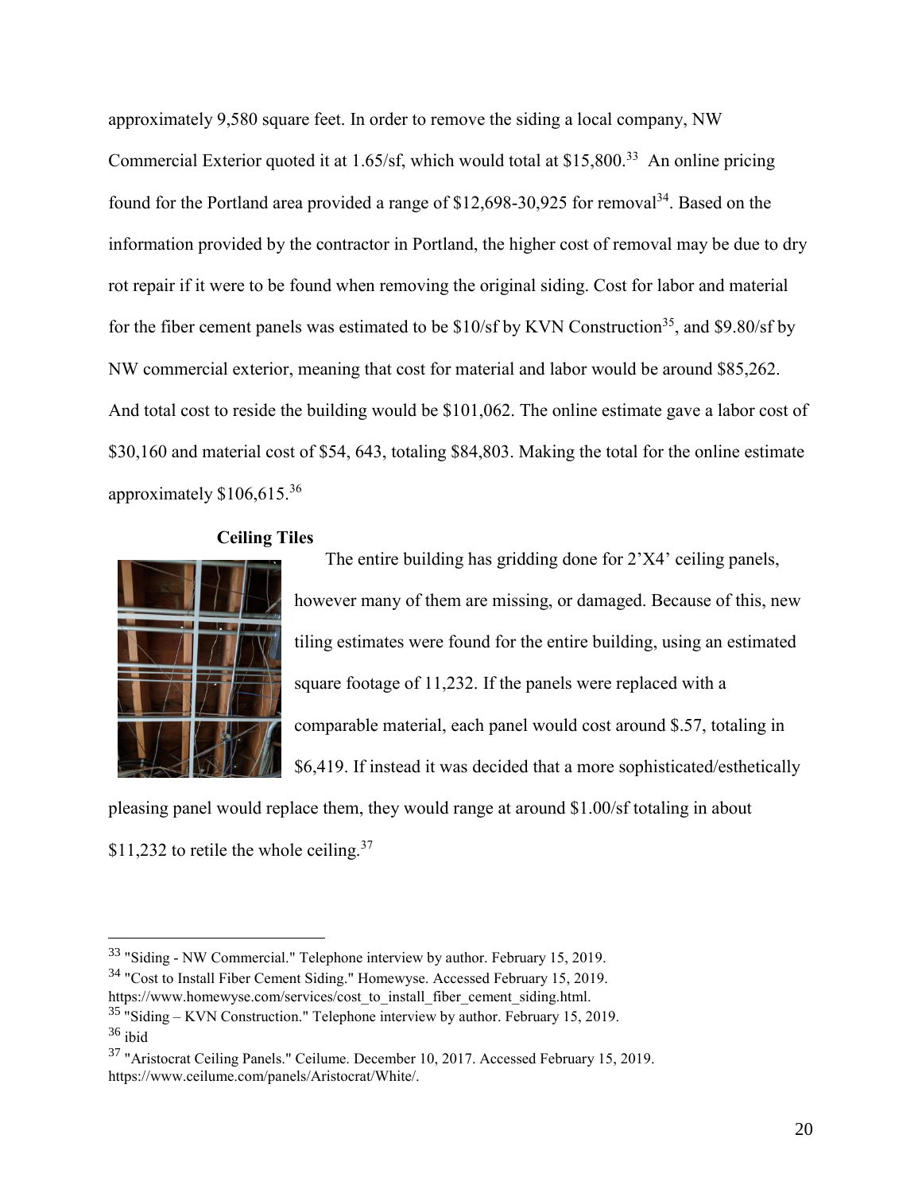approximately 9,580 square feet. In order to remove the siding a local company, NW Commercial Exterior quoted it at 1.65/sf, which would total at $15,800.[33] An online pricing found for the Portland area provided a range of $12,698-30,925 for removal[34]. Based on the information provided by the contractor in Portland, the higher cost of removal may be due to dry rot repair if it were to be found when removing the original siding. Cost for labor and material for the fiber cement panels was estimated to be $10/sf by KVN Construction[35], and $9.80/sf by NW commercial exterior, meaning that cost for material and labor would be around $85,262. And total cost to reside the building would be $101,062. The online estimate gave a labor cost of $30,160 and material cost of $54, 643, totaling $84,803. Making the total for the online estimate approximately $106,615.[36]

**Ceiling Tiles**

The entire building has gridding done for 2'X4' ceiling panels, however many of them are missing, or damaged. Because of this, new tiling estimates were found for the entire building, using an estimated square footage of 11,232. If the panels were replaced with a comparable material, each panel would cost around $.57, totaling in $6,419. If instead it was decided that a more sophisticated/esthetically pleasing panel would replace them, they would range at around $1.00/sf totaling in about $11,232 to retile the whole ceiling.[37]

---

[33] "Siding - NW Commercial." Telephone interview by author. February 15, 2019.

[34] "Cost to Install Fiber Cement Siding." Homewyse. Accessed February 15, 2019. https://www.homewyse.com/services/cost_to_install_fiber_cement_siding.html.

[35] "Siding – KVN Construction." Telephone interview by author. February 15, 2019.

[36] ibid

[37] "Aristocrat Ceiling Panels." Ceilume. December 10, 2017. Accessed February 15, 2019. https://www.ceilume.com/panels/Aristocrat/White/.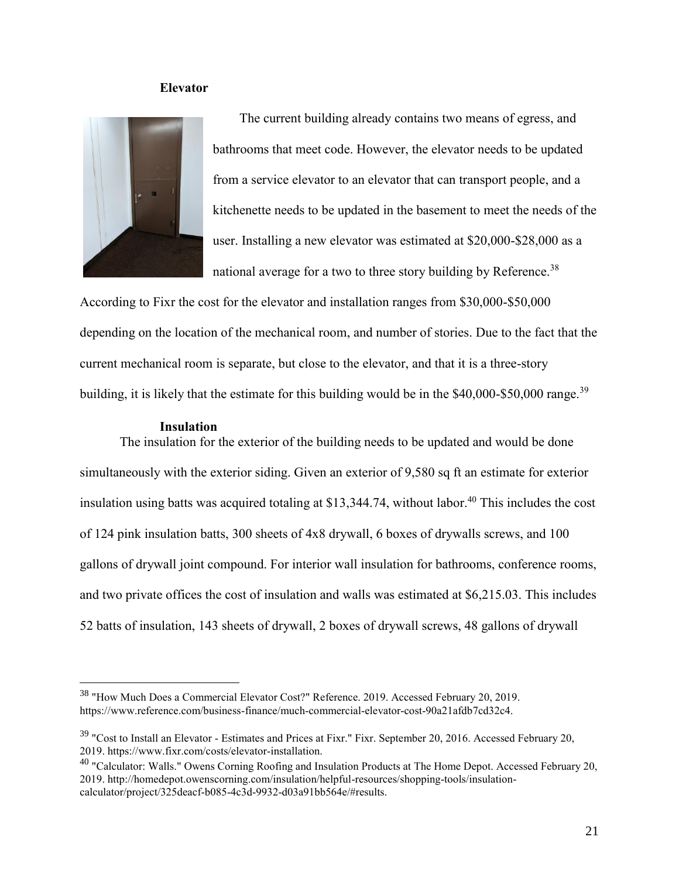### Elevator

The current building already contains two means of egress, and bathrooms that meet code. However, the elevator needs to be updated from a service elevator to an elevator that can transport people, and a kitchenette needs to be updated in the basement to meet the needs of the user. Installing a new elevator was estimated at $20,000-$28,000 as a national average for a two to three story building by Reference.[38] According to Fixr the cost for the elevator and installation ranges from $30,000-$50,000 depending on the location of the mechanical room, and number of stories. Due to the fact that the current mechanical room is separate, but close to the elevator, and that it is a three-story building, it is likely that the estimate for this building would be in the $40,000-$50,000 range.[39]

### Insulation

The insulation for the exterior of the building needs to be updated and would be done simultaneously with the exterior siding. Given an exterior of 9,580 sq ft an estimate for exterior insulation using batts was acquired totaling at $13,344.74, without labor.[40] This includes the cost of 124 pink insulation batts, 300 sheets of 4x8 drywall, 6 boxes of drywalls screws, and 100 gallons of drywall joint compound. For interior wall insulation for bathrooms, conference rooms, and two private offices the cost of insulation and walls was estimated at $6,215.03. This includes 52 batts of insulation, 143 sheets of drywall, 2 boxes of drywall screws, 48 gallons of drywall

---

[38] "How Much Does a Commercial Elevator Cost?" Reference. 2019. Accessed February 20, 2019. https://www.reference.com/business-finance/much-commercial-elevator-cost-90a21afdb7cd32c4.

[39] "Cost to Install an Elevator - Estimates and Prices at Fixr." Fixr. September 20, 2016. Accessed February 20, 2019. https://www.fixr.com/costs/elevator-installation.

[40] "Calculator: Walls." Owens Corning Roofing and Insulation Products at The Home Depot. Accessed February 20, 2019. http://homedepot.owenscorning.com/insulation/helpful-resources/shopping-tools/insulation-calculator/project/325deacf-b085-4c3d-9932-d03a91bb564e/#results.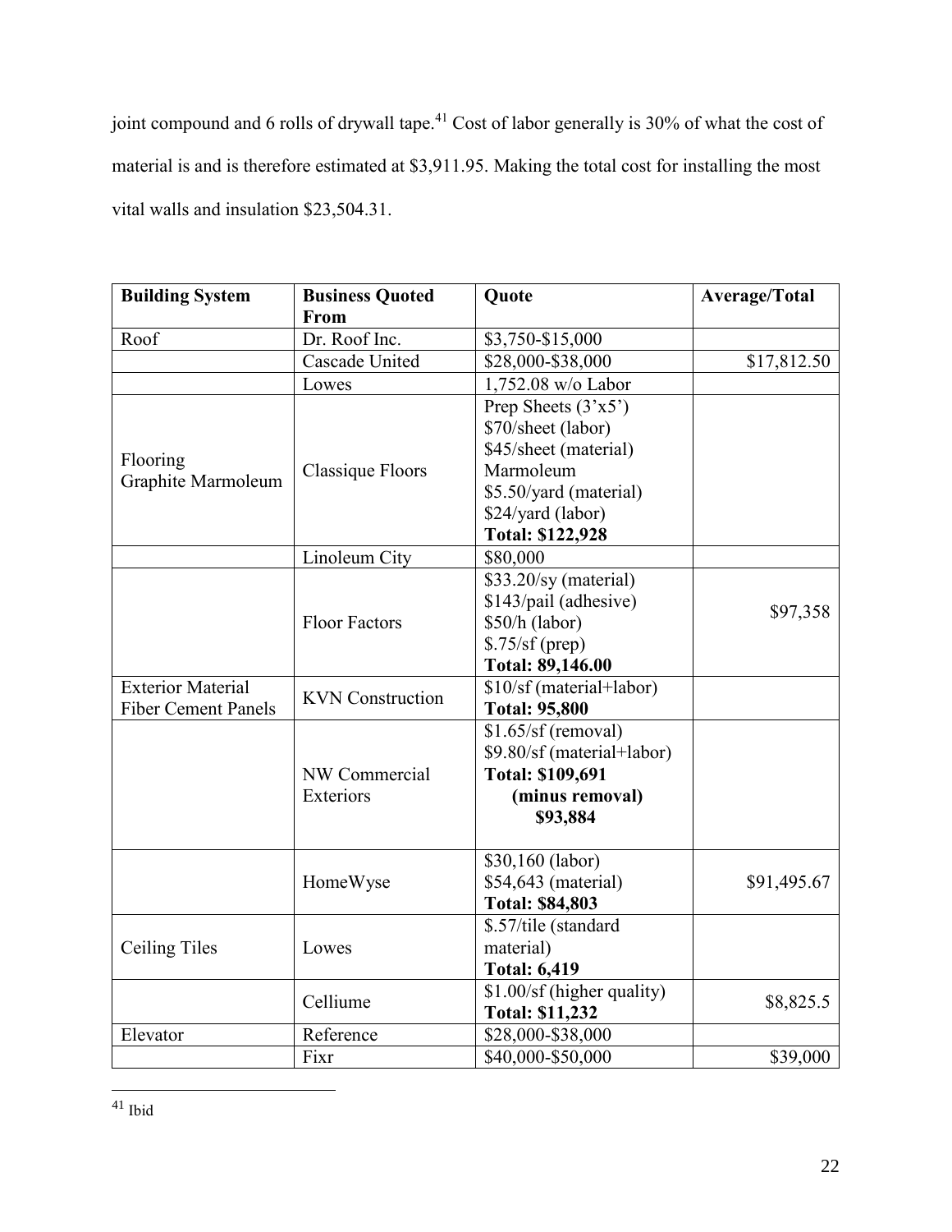joint compound and 6 rolls of drywall tape.[41] Cost of labor generally is 30% of what the cost of material is and is therefore estimated at $3,911.95. Making the total cost for installing the most vital walls and insulation $23,504.31.

| Building System | Business Quoted From | Quote | Average/Total |
|---|---|---|---|
| Roof | Dr. Roof Inc. | $3,750-$15,000 | |
| | Cascade United | $28,000-$38,000 | $17,812.50 |
| | Lowes | 1,752.08 w/o Labor | |
| Flooring Graphite Marmoleum | Classique Floors | Prep Sheets (3'x5') $70/sheet (labor) $45/sheet (material) Marmoleum $5.50/yard (material) $24/yard (labor) **Total: $122,928** | |
| | Linoleum City | $80,000 | |
| | Floor Factors | $33.20/sy (material) $143/pail (adhesive) $50/h (labor) $.75/sf (prep) **Total: 89,146.00** | $97,358 |
| Exterior Material Fiber Cement Panels | KVN Construction | $10/sf (material+labor) **Total: 95,800** | |
| | NW Commercial Exteriors | $1.65/sf (removal) $9.80/sf (material+labor) **Total: $109,691 (minus removal) $93,884** | |
| | HomeWyse | $30,160 (labor) $54,643 (material) **Total: $84,803** | $91,495.67 |
| Ceiling Tiles | Lowes | $.57/tile (standard material) **Total: 6,419** | |
| | Celliume | $1.00/sf (higher quality) **Total: $11,232** | $8,825.5 |
| Elevator | Reference | $28,000-$38,000 | |
| | Fixr | $40,000-$50,000 | $39,000 |

[41] Ibid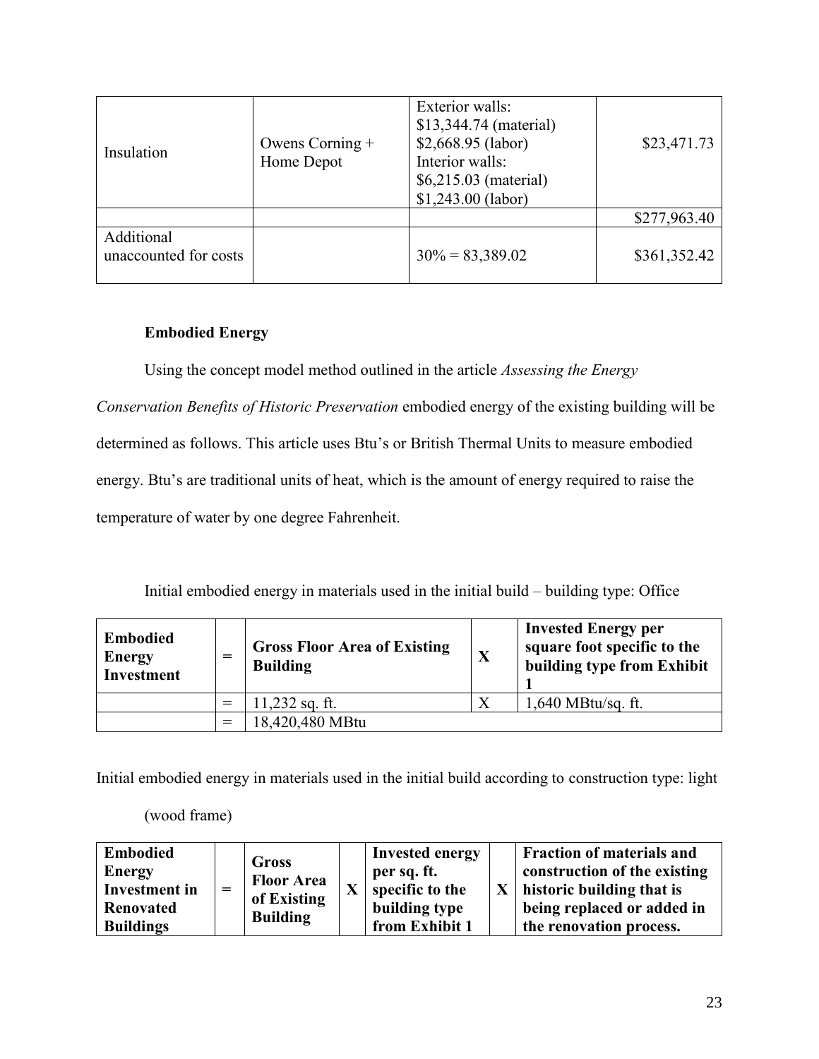| Insulation | Owens Corning + Home Depot | Exterior walls: $13,344.74 (material) $2,668.95 (labor) Interior walls: $6,215.03 (material) $1,243.00 (labor) | $23,471.73 |
|---|---|---|---|
| | | | $277,963.40 |
| Additional unaccounted for costs | | 30% = 83,389.02 | $361,352.42 |

**Embodied Energy**

Using the concept model method outlined in the article *Assessing the Energy Conservation Benefits of Historic Preservation* embodied energy of the existing building will be determined as follows. This article uses Btu's or British Thermal Units to measure embodied energy. Btu's are traditional units of heat, which is the amount of energy required to raise the temperature of water by one degree Fahrenheit.

Initial embodied energy in materials used in the initial build – building type: Office

| **Embodied Energy Investment** | **=** | **Gross Floor Area of Existing Building** | **X** | **Invested Energy per square foot specific to the building type from Exhibit 1** |
|---|---|---|---|---|
| | = | 11,232 sq. ft. | X | 1,640 MBtu/sq. ft. |
| | = | 18,420,480 MBtu | | |

Initial embodied energy in materials used in the initial build according to construction type: light (wood frame)

| **Embodied Energy Investment in Renovated Buildings** | **=** | **Gross Floor Area of Existing Building** | **X** | **Invested energy per sq. ft. specific to the building type from Exhibit 1** | **X** | **Fraction of materials and construction of the existing historic building that is being replaced or added in the renovation process.** |
|---|---|---|---|---|---|---|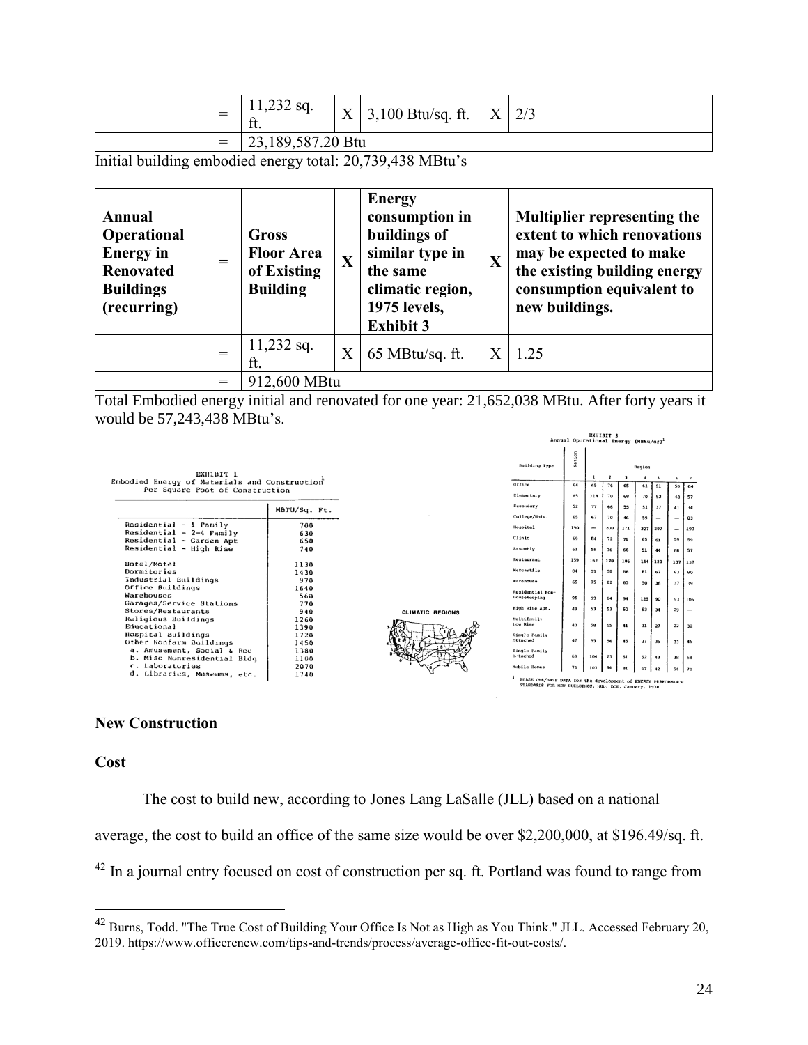| | = | 11,232 sq. ft. | X | 3,100 Btu/sq. ft. | X | 2/3 |
|---|---|---|---|---|---|---|
| | = | 23,189,587.20 Btu | | | | |

Initial building embodied energy total: 20,739,438 MBtu's

| **Annual Operational Energy in Renovated Buildings (recurring)** | **=** | **Gross Floor Area of Existing Building** | **X** | **Energy consumption in buildings of similar type in the same climatic region, 1975 levels, Exhibit 3** | **X** | **Multiplier representing the extent to which renovations may be expected to make the existing building energy consumption equivalent to new buildings.** |
|---|---|---|---|---|---|---|
| | = | 11,232 sq. ft. | X | 65 MBtu/sq. ft. | X | 1.25 |
| | = | 912,600 MBtu | | | | |

Total Embodied energy initial and renovated for one year: 21,652,038 MBtu. After forty years it would be 57,243,438 MBtu's.

EXHIBIT 1
Embodied Energy of Materials and Construction[1]
Per Square Foot of Construction

| | MBTU/Sq. Ft. |
|---|---|
| Residential - 1 Family | 700 |
| Residential - 2-4 Family | 630 |
| Residential - Garden Apt | 650 |
| Residential - High Rise | 740 |
| Hotel/Motel | 1130 |
| Dormitories | 1430 |
| Industrial Buildings | 970 |
| Office Buildings | 1640 |
| Warehouses | 560 |
| Garages/Service Stations | 770 |
| Stores/Restaurants | 940 |
| Religious Buildings | 1260 |
| Educational | 1390 |
| Hospital Buildings | 1720 |
| Other Nonfarm Buildings | 1450 |
| a. Amusement, Social & Rec | 1380 |
| b. Misc Nonresidential Bldg | 1100 |
| c. Laboratories | 2070 |
| d. Libraries, Museums, etc. | 1740 |

CLIMATIC REGIONS

EXHIBIT 3
Annual Operational Energy (MBtu/sf)[1]

| Building Type | Nation | Region 1 | 2 | 3 | 4 | 5 | 6 | 7 |
|---|---|---|---|---|---|---|---|---|
| Office | 64 | 65 | 76 | 65 | 61 | 51 | 50 | 64 |
| Elementary | 65 | 114 | 70 | 68 | 70 | 53 | 48 | 57 |
| Secondary | 52 | 77 | 66 | 55 | 51 | 37 | 41 | 34 |
| College/Univ. | 65 | 67 | 70 | 46 | 59 | — | — | 83 |
| Hospital | 190 | — | 200 | 171 | 227 | 207 | — | 197 |
| Clinic | 69 | 84 | 72 | 71 | 65 | 61 | 59 | 59 |
| Assembly | 61 | 58 | 76 | 66 | 51 | 44 | 68 | 57 |
| Restaurant | 159 | 162 | 178 | 186 | 144 | 123 | 137 | 137 |
| Mercantile | 84 | 99 | 98 | 86 | 81 | 67 | 83 | 80 |
| Warehouse | 65 | 75 | 82 | 65 | 50 | 36 | 37 | 39 |
| Residential Non-Housekeeping | 95 | 99 | 84 | 94 | 125 | 90 | 93 | 106 |
| High Rise Apt. | 49 | 53 | 53 | 52 | 53 | 34 | 29 | — |
| Multifamily Low Rise | 43 | 58 | 55 | 41 | 31 | 27 | 22 | 32 |
| Single Family Attached | 47 | 65 | 54 | 45 | 37 | 35 | 33 | 45 |
| Single Family Detached | 69 | 104 | 73 | 61 | 52 | 43 | 38 | 58 |
| Mobile Homes | 75 | 103 | 84 | 81 | 67 | 42 | 54 | 70 |

[1] PHASE ONE/BASE DATA for the development of ENERGY PERFORMANCE STANDARDS FOR NEW BUILDINGS, HUD, DOE, January, 1978

## New Construction

### Cost

The cost to build new, according to Jones Lang LaSalle (JLL) based on a national average, the cost to build an office of the same size would be over $2,200,000, at $196.49/sq. ft. [42] In a journal entry focused on cost of construction per sq. ft. Portland was found to range from

[42] Burns, Todd. "The True Cost of Building Your Office Is Not as High as You Think." JLL. Accessed February 20, 2019. https://www.officerenew.com/tips-and-trends/process/average-office-fit-out-costs/.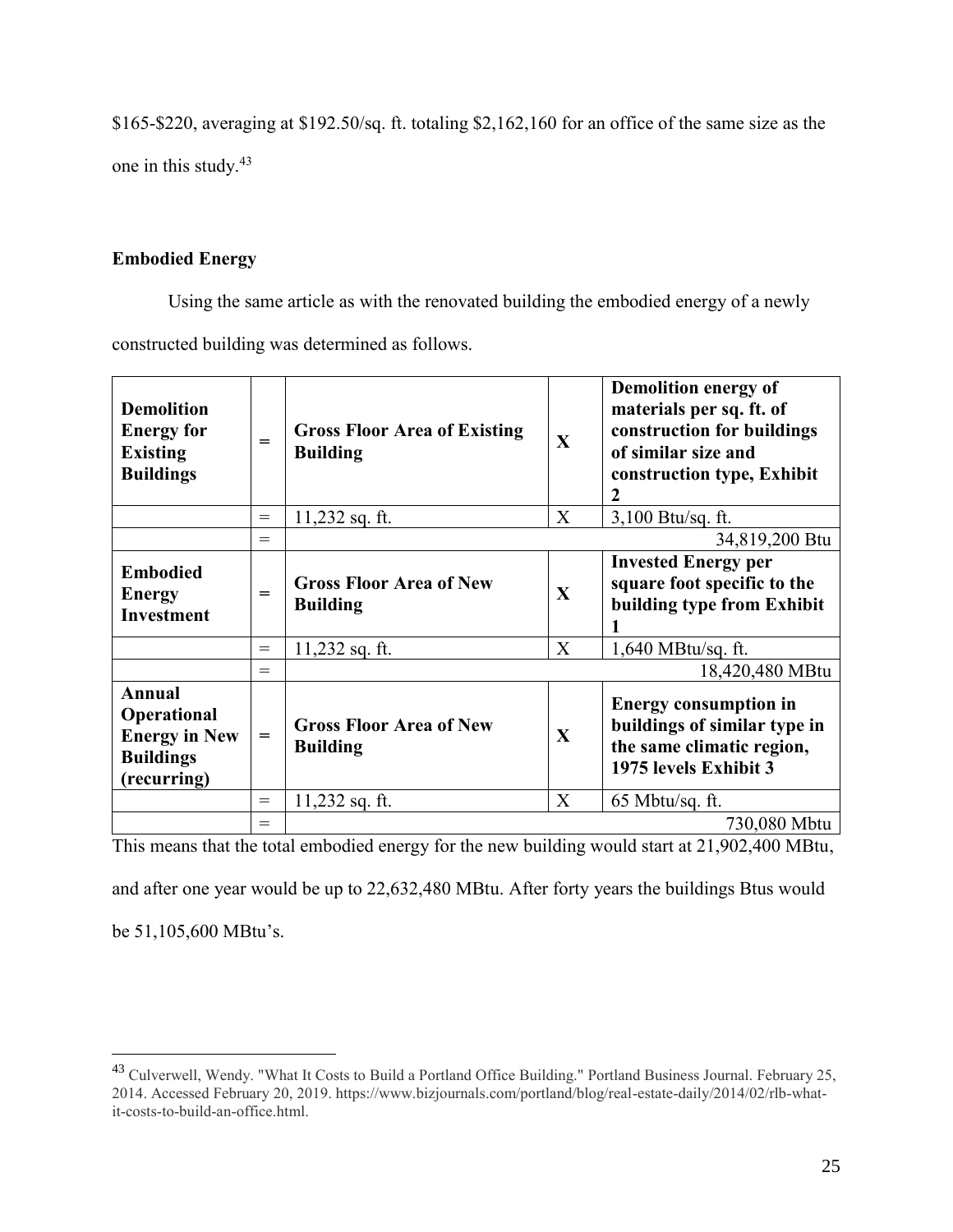$165-$220, averaging at $192.50/sq. ft. totaling $2,162,160 for an office of the same size as the one in this study.[43]

### Embodied Energy

Using the same article as with the renovated building the embodied energy of a newly constructed building was determined as follows.

| **Demolition Energy for Existing Buildings** | **=** | **Gross Floor Area of Existing Building** | **X** | **Demolition energy of materials per sq. ft. of construction for buildings of similar size and construction type, Exhibit 2** |
|---|---|---|---|---|
| | = | 11,232 sq. ft. | X | 3,100 Btu/sq. ft. |
| | = | | | 34,819,200 Btu |
| **Embodied Energy Investment** | **=** | **Gross Floor Area of New Building** | **X** | **Invested Energy per square foot specific to the building type from Exhibit 1** |
| | = | 11,232 sq. ft. | X | 1,640 MBtu/sq. ft. |
| | = | | | 18,420,480 MBtu |
| **Annual Operational Energy in New Buildings (recurring)** | **=** | **Gross Floor Area of New Building** | **X** | **Energy consumption in buildings of similar type in the same climatic region, 1975 levels Exhibit 3** |
| | = | 11,232 sq. ft. | X | 65 Mbtu/sq. ft. |
| | = | | | 730,080 Mbtu |

This means that the total embodied energy for the new building would start at 21,902,400 MBtu, and after one year would be up to 22,632,480 MBtu. After forty years the buildings Btus would be 51,105,600 MBtu's.

[43] Culverwell, Wendy. "What It Costs to Build a Portland Office Building." Portland Business Journal. February 25, 2014. Accessed February 20, 2019. https://www.bizjournals.com/portland/blog/real-estate-daily/2014/02/rlb-what-it-costs-to-build-an-office.html.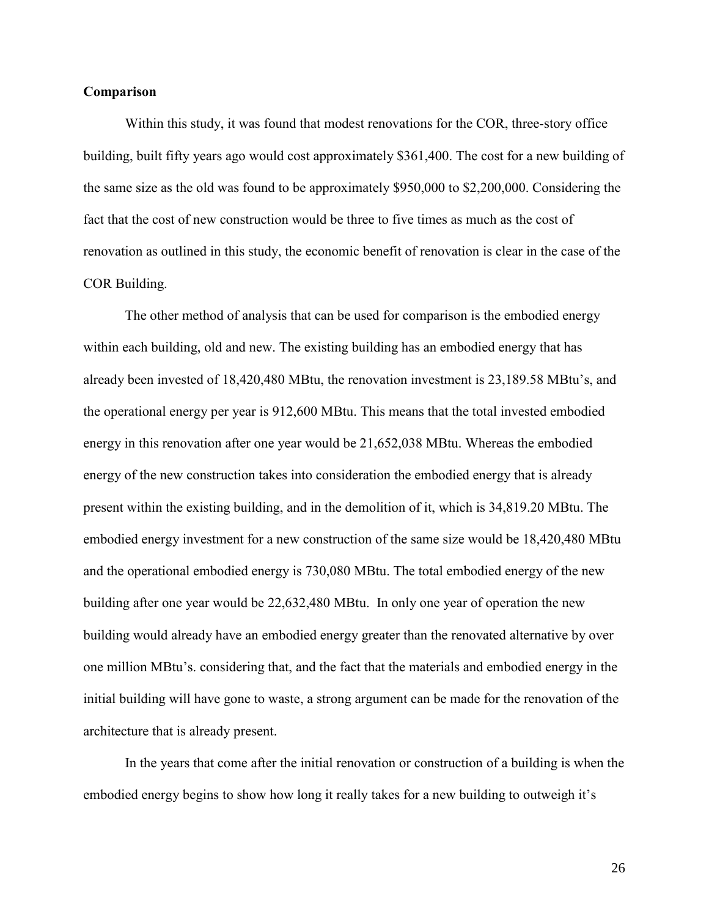**Comparison**

Within this study, it was found that modest renovations for the COR, three-story office building, built fifty years ago would cost approximately $361,400. The cost for a new building of the same size as the old was found to be approximately $950,000 to $2,200,000. Considering the fact that the cost of new construction would be three to five times as much as the cost of renovation as outlined in this study, the economic benefit of renovation is clear in the case of the COR Building.

The other method of analysis that can be used for comparison is the embodied energy within each building, old and new. The existing building has an embodied energy that has already been invested of 18,420,480 MBtu, the renovation investment is 23,189.58 MBtu's, and the operational energy per year is 912,600 MBtu. This means that the total invested embodied energy in this renovation after one year would be 21,652,038 MBtu. Whereas the embodied energy of the new construction takes into consideration the embodied energy that is already present within the existing building, and in the demolition of it, which is 34,819.20 MBtu. The embodied energy investment for a new construction of the same size would be 18,420,480 MBtu and the operational embodied energy is 730,080 MBtu. The total embodied energy of the new building after one year would be 22,632,480 MBtu. In only one year of operation the new building would already have an embodied energy greater than the renovated alternative by over one million MBtu's. considering that, and the fact that the materials and embodied energy in the initial building will have gone to waste, a strong argument can be made for the renovation of the architecture that is already present.

In the years that come after the initial renovation or construction of a building is when the embodied energy begins to show how long it really takes for a new building to outweigh it's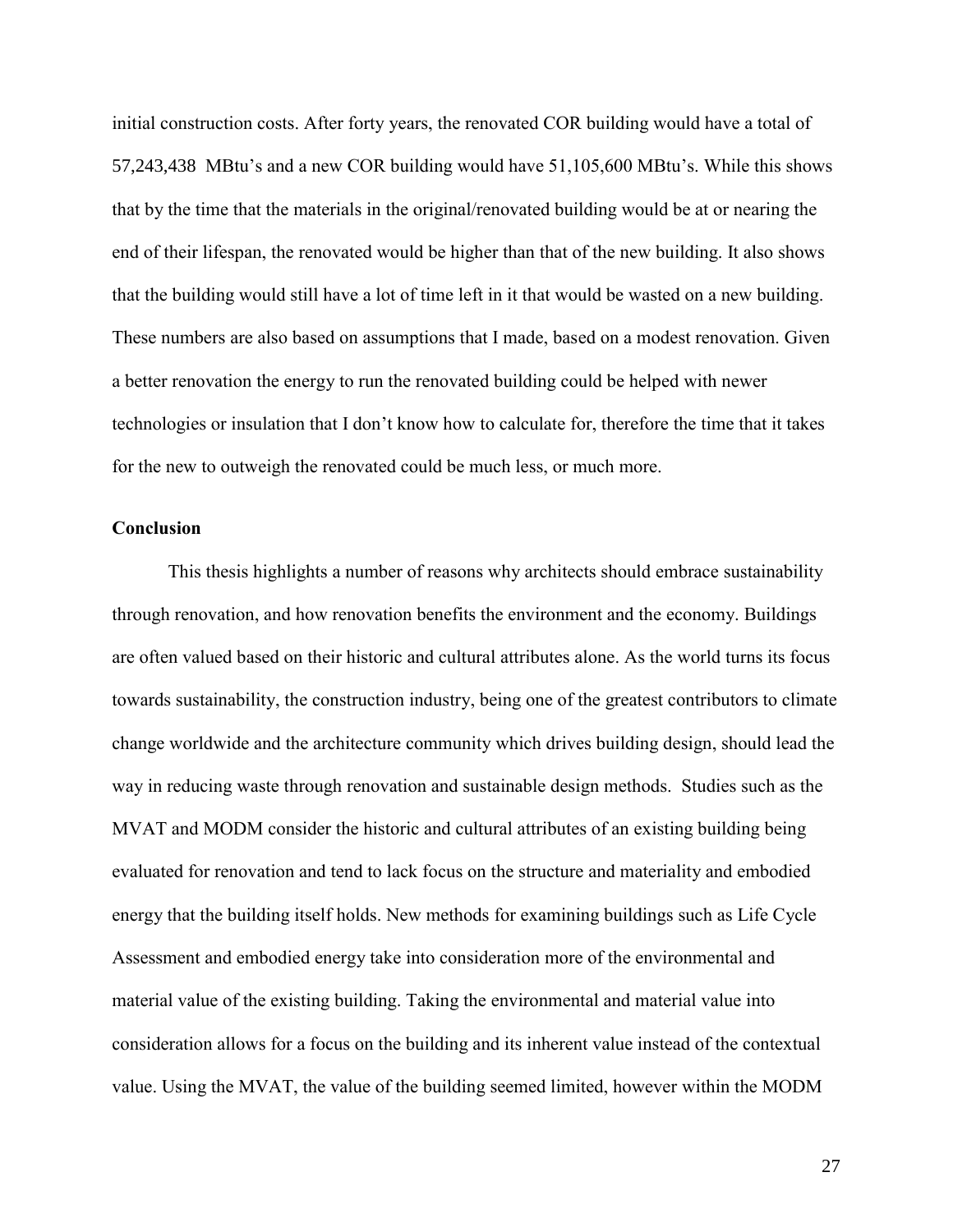initial construction costs. After forty years, the renovated COR building would have a total of 57,243,438 MBtu's and a new COR building would have 51,105,600 MBtu's. While this shows that by the time that the materials in the original/renovated building would be at or nearing the end of their lifespan, the renovated would be higher than that of the new building. It also shows that the building would still have a lot of time left in it that would be wasted on a new building. These numbers are also based on assumptions that I made, based on a modest renovation. Given a better renovation the energy to run the renovated building could be helped with newer technologies or insulation that I don't know how to calculate for, therefore the time that it takes for the new to outweigh the renovated could be much less, or much more.

## Conclusion

This thesis highlights a number of reasons why architects should embrace sustainability through renovation, and how renovation benefits the environment and the economy. Buildings are often valued based on their historic and cultural attributes alone. As the world turns its focus towards sustainability, the construction industry, being one of the greatest contributors to climate change worldwide and the architecture community which drives building design, should lead the way in reducing waste through renovation and sustainable design methods. Studies such as the MVAT and MODM consider the historic and cultural attributes of an existing building being evaluated for renovation and tend to lack focus on the structure and materiality and embodied energy that the building itself holds. New methods for examining buildings such as Life Cycle Assessment and embodied energy take into consideration more of the environmental and material value of the existing building. Taking the environmental and material value into consideration allows for a focus on the building and its inherent value instead of the contextual value. Using the MVAT, the value of the building seemed limited, however within the MODM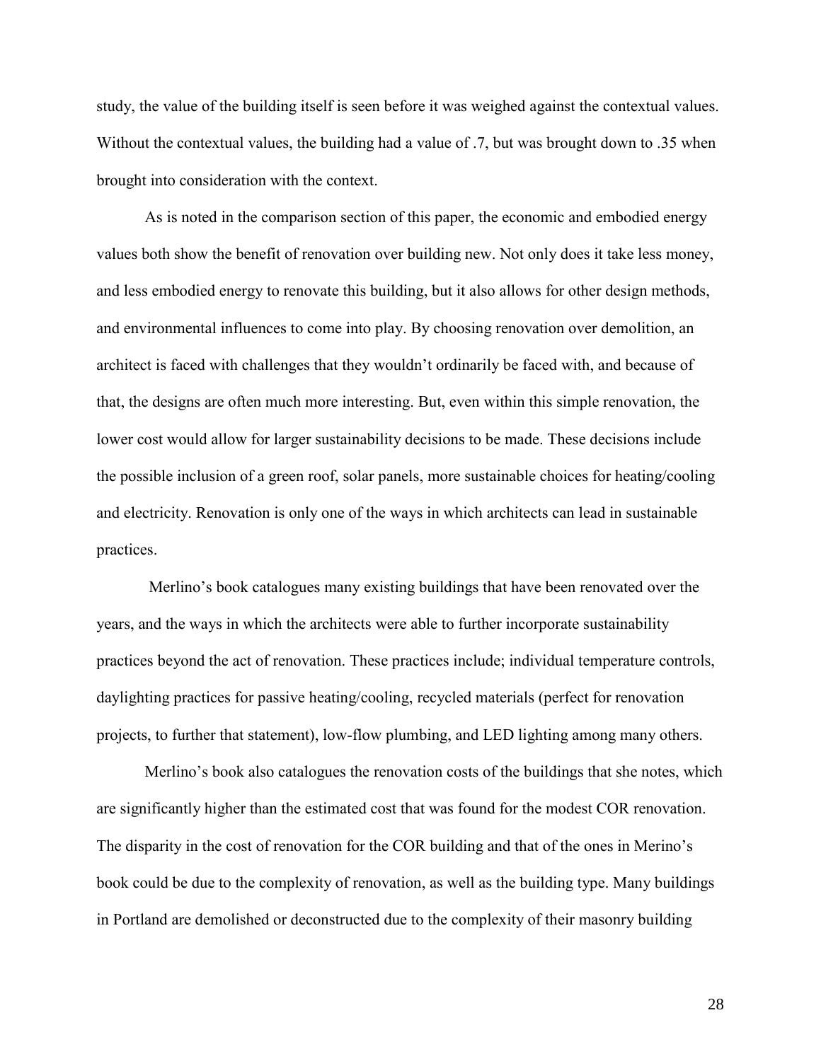study, the value of the building itself is seen before it was weighed against the contextual values. Without the contextual values, the building had a value of .7, but was brought down to .35 when brought into consideration with the context.

As is noted in the comparison section of this paper, the economic and embodied energy values both show the benefit of renovation over building new. Not only does it take less money, and less embodied energy to renovate this building, but it also allows for other design methods, and environmental influences to come into play. By choosing renovation over demolition, an architect is faced with challenges that they wouldn't ordinarily be faced with, and because of that, the designs are often much more interesting. But, even within this simple renovation, the lower cost would allow for larger sustainability decisions to be made. These decisions include the possible inclusion of a green roof, solar panels, more sustainable choices for heating/cooling and electricity. Renovation is only one of the ways in which architects can lead in sustainable practices.

Merlino's book catalogues many existing buildings that have been renovated over the years, and the ways in which the architects were able to further incorporate sustainability practices beyond the act of renovation. These practices include; individual temperature controls, daylighting practices for passive heating/cooling, recycled materials (perfect for renovation projects, to further that statement), low-flow plumbing, and LED lighting among many others.

Merlino's book also catalogues the renovation costs of the buildings that she notes, which are significantly higher than the estimated cost that was found for the modest COR renovation. The disparity in the cost of renovation for the COR building and that of the ones in Merino's book could be due to the complexity of renovation, as well as the building type. Many buildings in Portland are demolished or deconstructed due to the complexity of their masonry building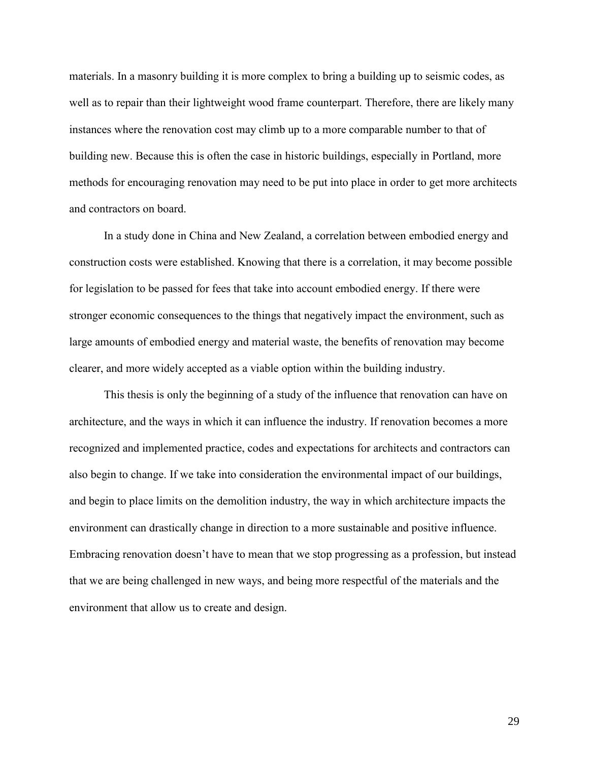materials. In a masonry building it is more complex to bring a building up to seismic codes, as well as to repair than their lightweight wood frame counterpart. Therefore, there are likely many instances where the renovation cost may climb up to a more comparable number to that of building new. Because this is often the case in historic buildings, especially in Portland, more methods for encouraging renovation may need to be put into place in order to get more architects and contractors on board.

In a study done in China and New Zealand, a correlation between embodied energy and construction costs were established. Knowing that there is a correlation, it may become possible for legislation to be passed for fees that take into account embodied energy. If there were stronger economic consequences to the things that negatively impact the environment, such as large amounts of embodied energy and material waste, the benefits of renovation may become clearer, and more widely accepted as a viable option within the building industry.

This thesis is only the beginning of a study of the influence that renovation can have on architecture, and the ways in which it can influence the industry. If renovation becomes a more recognized and implemented practice, codes and expectations for architects and contractors can also begin to change. If we take into consideration the environmental impact of our buildings, and begin to place limits on the demolition industry, the way in which architecture impacts the environment can drastically change in direction to a more sustainable and positive influence. Embracing renovation doesn't have to mean that we stop progressing as a profession, but instead that we are being challenged in new ways, and being more respectful of the materials and the environment that allow us to create and design.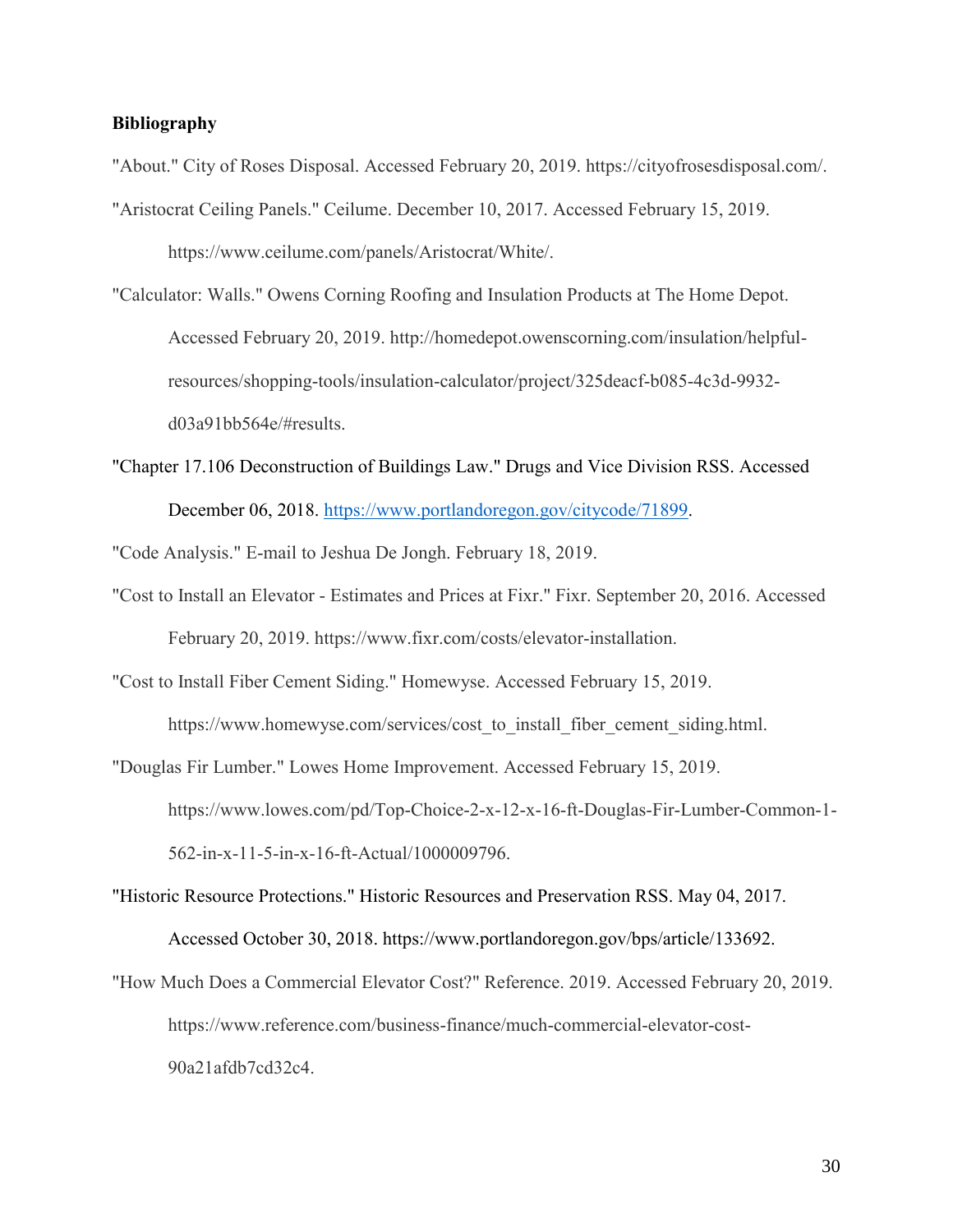**Bibliography**

"About." City of Roses Disposal. Accessed February 20, 2019. https://cityofrosesdisposal.com/.

"Aristocrat Ceiling Panels." Ceilume. December 10, 2017. Accessed February 15, 2019. https://www.ceilume.com/panels/Aristocrat/White/.

"Calculator: Walls." Owens Corning Roofing and Insulation Products at The Home Depot. Accessed February 20, 2019. http://homedepot.owenscorning.com/insulation/helpful-resources/shopping-tools/insulation-calculator/project/325deacf-b085-4c3d-9932-d03a91bb564e/#results.

"Chapter 17.106 Deconstruction of Buildings Law." Drugs and Vice Division RSS. Accessed December 06, 2018. https://www.portlandoregon.gov/citycode/71899.

"Code Analysis." E-mail to Jeshua De Jongh. February 18, 2019.

"Cost to Install an Elevator - Estimates and Prices at Fixr." Fixr. September 20, 2016. Accessed February 20, 2019. https://www.fixr.com/costs/elevator-installation.

"Cost to Install Fiber Cement Siding." Homewyse. Accessed February 15, 2019. https://www.homewyse.com/services/cost_to_install_fiber_cement_siding.html.

"Douglas Fir Lumber." Lowes Home Improvement. Accessed February 15, 2019. https://www.lowes.com/pd/Top-Choice-2-x-12-x-16-ft-Douglas-Fir-Lumber-Common-1-562-in-x-11-5-in-x-16-ft-Actual/1000009796.

"Historic Resource Protections." Historic Resources and Preservation RSS. May 04, 2017. Accessed October 30, 2018. https://www.portlandoregon.gov/bps/article/133692.

"How Much Does a Commercial Elevator Cost?" Reference. 2019. Accessed February 20, 2019. https://www.reference.com/business-finance/much-commercial-elevator-cost-90a21afdb7cd32c4.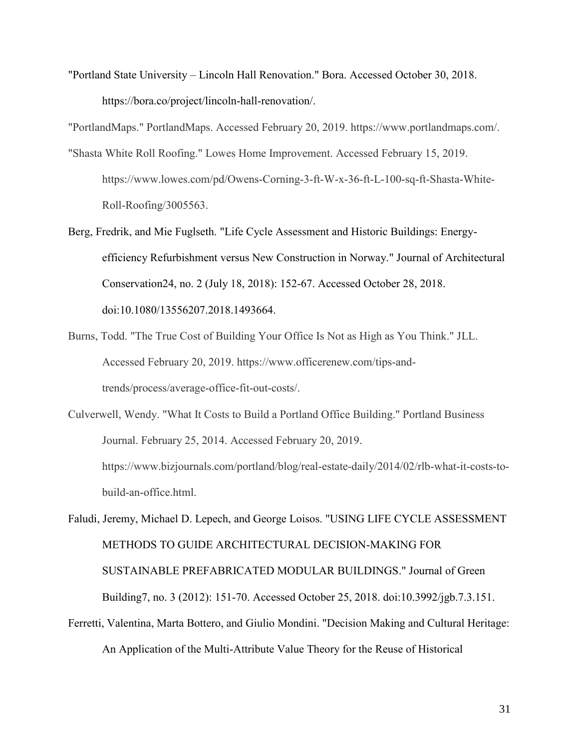"Portland State University – Lincoln Hall Renovation." Bora. Accessed October 30, 2018. https://bora.co/project/lincoln-hall-renovation/.

"PortlandMaps." PortlandMaps. Accessed February 20, 2019. https://www.portlandmaps.com/.

"Shasta White Roll Roofing." Lowes Home Improvement. Accessed February 15, 2019. https://www.lowes.com/pd/Owens-Corning-3-ft-W-x-36-ft-L-100-sq-ft-Shasta-White-Roll-Roofing/3005563.

Berg, Fredrik, and Mie Fuglseth. "Life Cycle Assessment and Historic Buildings: Energy-efficiency Refurbishment versus New Construction in Norway." Journal of Architectural Conservation24, no. 2 (July 18, 2018): 152-67. Accessed October 28, 2018. doi:10.1080/13556207.2018.1493664.

Burns, Todd. "The True Cost of Building Your Office Is Not as High as You Think." JLL. Accessed February 20, 2019. https://www.officerenew.com/tips-and-trends/process/average-office-fit-out-costs/.

Culverwell, Wendy. "What It Costs to Build a Portland Office Building." Portland Business Journal. February 25, 2014. Accessed February 20, 2019. https://www.bizjournals.com/portland/blog/real-estate-daily/2014/02/rlb-what-it-costs-to-build-an-office.html.

Faludi, Jeremy, Michael D. Lepech, and George Loisos. "USING LIFE CYCLE ASSESSMENT METHODS TO GUIDE ARCHITECTURAL DECISION-MAKING FOR SUSTAINABLE PREFABRICATED MODULAR BUILDINGS." Journal of Green Building7, no. 3 (2012): 151-70. Accessed October 25, 2018. doi:10.3992/jgb.7.3.151.

Ferretti, Valentina, Marta Bottero, and Giulio Mondini. "Decision Making and Cultural Heritage: An Application of the Multi-Attribute Value Theory for the Reuse of Historical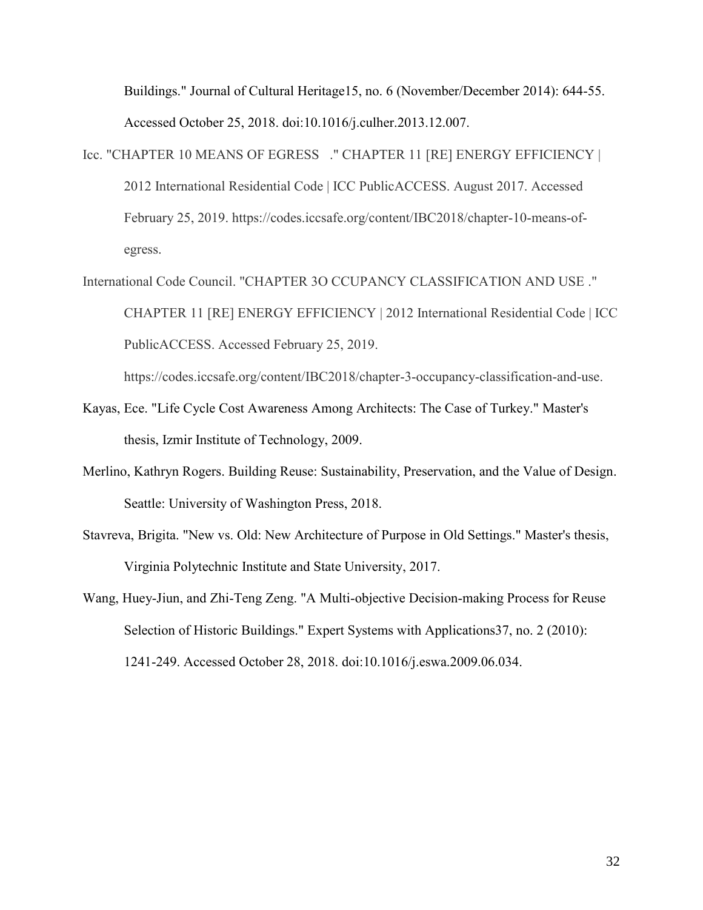Buildings." Journal of Cultural Heritage15, no. 6 (November/December 2014): 644-55. Accessed October 25, 2018. doi:10.1016/j.culher.2013.12.007.

Icc. "CHAPTER 10 MEANS OF EGRESS ." CHAPTER 11 [RE] ENERGY EFFICIENCY | 2012 International Residential Code | ICC PublicACCESS. August 2017. Accessed February 25, 2019. https://codes.iccsafe.org/content/IBC2018/chapter-10-means-of-egress.

International Code Council. "CHAPTER 3O CCUPANCY CLASSIFICATION AND USE ." CHAPTER 11 [RE] ENERGY EFFICIENCY | 2012 International Residential Code | ICC PublicACCESS. Accessed February 25, 2019. https://codes.iccsafe.org/content/IBC2018/chapter-3-occupancy-classification-and-use.

Kayas, Ece. "Life Cycle Cost Awareness Among Architects: The Case of Turkey." Master's thesis, Izmir Institute of Technology, 2009.

Merlino, Kathryn Rogers. Building Reuse: Sustainability, Preservation, and the Value of Design. Seattle: University of Washington Press, 2018.

Stavreva, Brigita. "New vs. Old: New Architecture of Purpose in Old Settings." Master's thesis, Virginia Polytechnic Institute and State University, 2017.

Wang, Huey-Jiun, and Zhi-Teng Zeng. "A Multi-objective Decision-making Process for Reuse Selection of Historic Buildings." Expert Systems with Applications37, no. 2 (2010): 1241-249. Accessed October 28, 2018. doi:10.1016/j.eswa.2009.06.034.